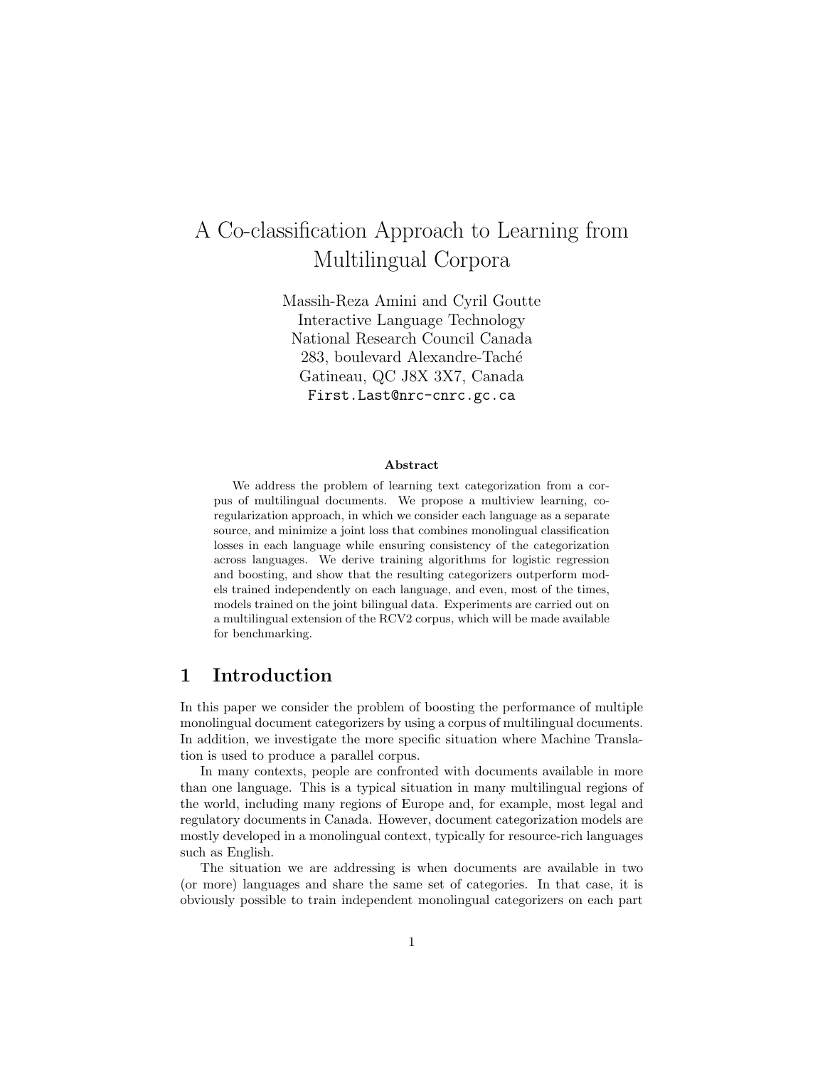# A Co-classification Approach to Learning from Multilingual Corpora

Massih-Reza Amini and Cyril Goutte
Interactive Language Technology
National Research Council Canada
283, boulevard Alexandre-Taché
Gatineau, QC J8X 3X7, Canada
First.Last@nrc-cnrc.gc.ca

**Abstract**

We address the problem of learning text categorization from a corpus of multilingual documents. We propose a multiview learning, co-regularization approach, in which we consider each language as a separate source, and minimize a joint loss that combines monolingual classification losses in each language while ensuring consistency of the categorization across languages. We derive training algorithms for logistic regression and boosting, and show that the resulting categorizers outperform models trained independently on each language, and even, most of the times, models trained on the joint bilingual data. Experiments are carried out on a multilingual extension of the RCV2 corpus, which will be made available for benchmarking.

## 1 Introduction

In this paper we consider the problem of boosting the performance of multiple monolingual document categorizers by using a corpus of multilingual documents. In addition, we investigate the more specific situation where Machine Translation is used to produce a parallel corpus.

In many contexts, people are confronted with documents available in more than one language. This is a typical situation in many multilingual regions of the world, including many regions of Europe and, for example, most legal and regulatory documents in Canada. However, document categorization models are mostly developed in a monolingual context, typically for resource-rich languages such as English.

The situation we are addressing is when documents are available in two (or more) languages and share the same set of categories. In that case, it is obviously possible to train independent monolingual categorizers on each part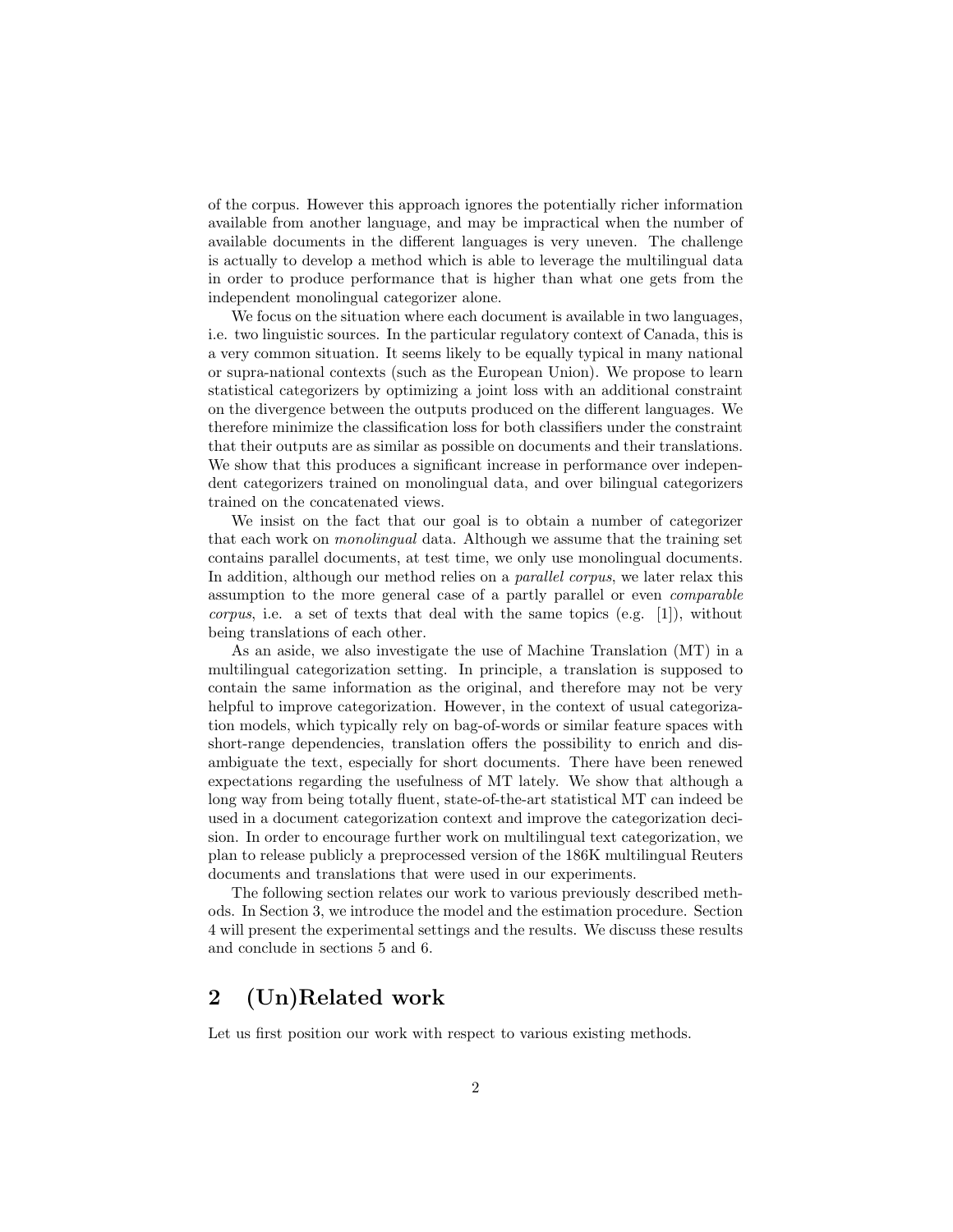of the corpus. However this approach ignores the potentially richer information available from another language, and may be impractical when the number of available documents in the different languages is very uneven. The challenge is actually to develop a method which is able to leverage the multilingual data in order to produce performance that is higher than what one gets from the independent monolingual categorizer alone.

We focus on the situation where each document is available in two languages, i.e. two linguistic sources. In the particular regulatory context of Canada, this is a very common situation. It seems likely to be equally typical in many national or supra-national contexts (such as the European Union). We propose to learn statistical categorizers by optimizing a joint loss with an additional constraint on the divergence between the outputs produced on the different languages. We therefore minimize the classification loss for both classifiers under the constraint that their outputs are as similar as possible on documents and their translations. We show that this produces a significant increase in performance over independent categorizers trained on monolingual data, and over bilingual categorizers trained on the concatenated views.

We insist on the fact that our goal is to obtain a number of categorizer that each work on *monolingual* data. Although we assume that the training set contains parallel documents, at test time, we only use monolingual documents. In addition, although our method relies on a *parallel corpus*, we later relax this assumption to the more general case of a partly parallel or even *comparable corpus*, i.e. a set of texts that deal with the same topics (e.g. [1]), without being translations of each other.

As an aside, we also investigate the use of Machine Translation (MT) in a multilingual categorization setting. In principle, a translation is supposed to contain the same information as the original, and therefore may not be very helpful to improve categorization. However, in the context of usual categorization models, which typically rely on bag-of-words or similar feature spaces with short-range dependencies, translation offers the possibility to enrich and disambiguate the text, especially for short documents. There have been renewed expectations regarding the usefulness of MT lately. We show that although a long way from being totally fluent, state-of-the-art statistical MT can indeed be used in a document categorization context and improve the categorization decision. In order to encourage further work on multilingual text categorization, we plan to release publicly a preprocessed version of the 186K multilingual Reuters documents and translations that were used in our experiments.

The following section relates our work to various previously described methods. In Section 3, we introduce the model and the estimation procedure. Section 4 will present the experimental settings and the results. We discuss these results and conclude in sections 5 and 6.

## 2 (Un)Related work

Let us first position our work with respect to various existing methods.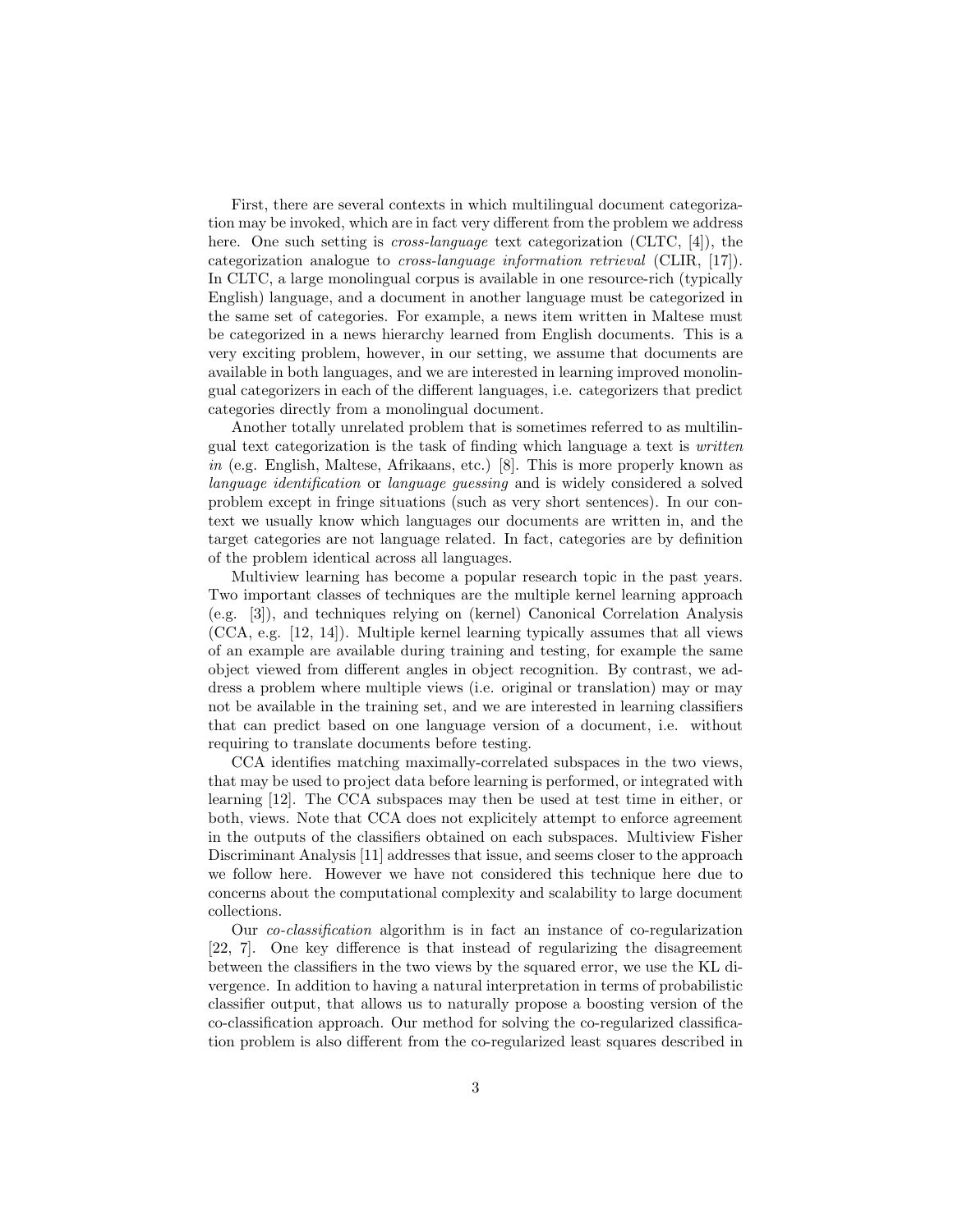First, there are several contexts in which multilingual document categorization may be invoked, which are in fact very different from the problem we address here. One such setting is *cross-language* text categorization (CLTC, [4]), the categorization analogue to *cross-language information retrieval* (CLIR, [17]). In CLTC, a large monolingual corpus is available in one resource-rich (typically English) language, and a document in another language must be categorized in the same set of categories. For example, a news item written in Maltese must be categorized in a news hierarchy learned from English documents. This is a very exciting problem, however, in our setting, we assume that documents are available in both languages, and we are interested in learning improved monolingual categorizers in each of the different languages, i.e. categorizers that predict categories directly from a monolingual document.

Another totally unrelated problem that is sometimes referred to as multilingual text categorization is the task of finding which language a text is *written in* (e.g. English, Maltese, Afrikaans, etc.) [8]. This is more properly known as *language identification* or *language guessing* and is widely considered a solved problem except in fringe situations (such as very short sentences). In our context we usually know which languages our documents are written in, and the target categories are not language related. In fact, categories are by definition of the problem identical across all languages.

Multiview learning has become a popular research topic in the past years. Two important classes of techniques are the multiple kernel learning approach (e.g. [3]), and techniques relying on (kernel) Canonical Correlation Analysis (CCA, e.g. [12, 14]). Multiple kernel learning typically assumes that all views of an example are available during training and testing, for example the same object viewed from different angles in object recognition. By contrast, we address a problem where multiple views (i.e. original or translation) may or may not be available in the training set, and we are interested in learning classifiers that can predict based on one language version of a document, i.e. without requiring to translate documents before testing.

CCA identifies matching maximally-correlated subspaces in the two views, that may be used to project data before learning is performed, or integrated with learning [12]. The CCA subspaces may then be used at test time in either, or both, views. Note that CCA does not explicitely attempt to enforce agreement in the outputs of the classifiers obtained on each subspaces. Multiview Fisher Discriminant Analysis [11] addresses that issue, and seems closer to the approach we follow here. However we have not considered this technique here due to concerns about the computational complexity and scalability to large document collections.

Our *co-classification* algorithm is in fact an instance of co-regularization [22, 7]. One key difference is that instead of regularizing the disagreement between the classifiers in the two views by the squared error, we use the KL divergence. In addition to having a natural interpretation in terms of probabilistic classifier output, that allows us to naturally propose a boosting version of the co-classification approach. Our method for solving the co-regularized classification problem is also different from the co-regularized least squares described in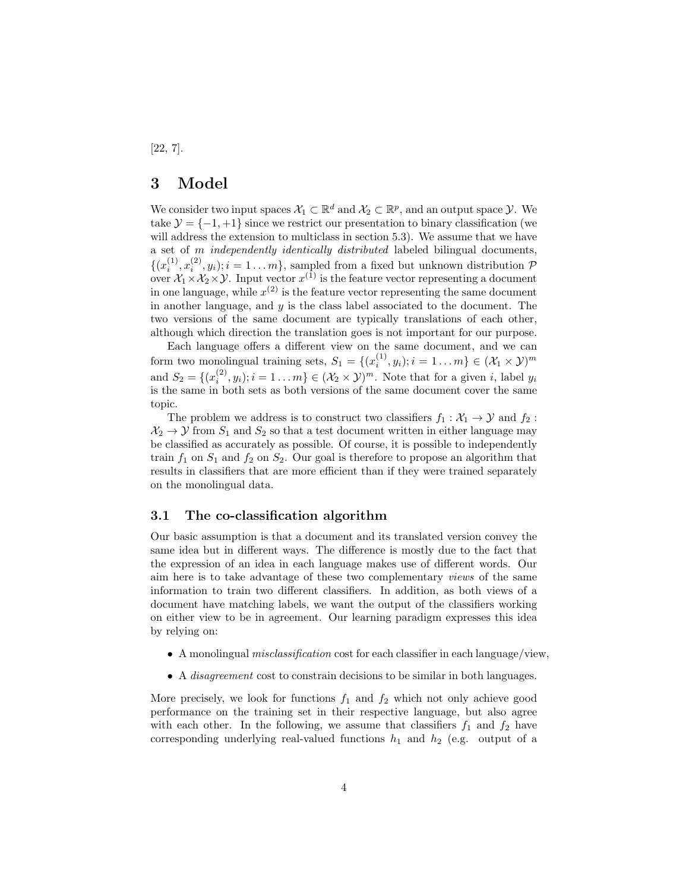[22, 7].

# 3 Model

We consider two input spaces $\mathcal{X}_1 \subset \mathbb{R}^d$ and $\mathcal{X}_2 \subset \mathbb{R}^p$, and an output space $\mathcal{Y}$. We take $\mathcal{Y} = \{-1, +1\}$ since we restrict our presentation to binary classification (we will address the extension to multiclass in section 5.3). We assume that we have a set of $m$ *independently identically distributed* labeled bilingual documents, $\{(x_i^{(1)}, x_i^{(2)}, y_i); i = 1 \dots m\}$, sampled from a fixed but unknown distribution $\mathcal{P}$ over $\mathcal{X}_1 \times \mathcal{X}_2 \times \mathcal{Y}$. Input vector $x^{(1)}$ is the feature vector representing a document in one language, while $x^{(2)}$ is the feature vector representing the same document in another language, and $y$ is the class label associated to the document. The two versions of the same document are typically translations of each other, although which direction the translation goes is not important for our purpose.

Each language offers a different view on the same document, and we can form two monolingual training sets, $S_1 = \{(x_i^{(1)}, y_i); i = 1 \dots m\} \in (\mathcal{X}_1 \times \mathcal{Y})^m$ and $S_2 = \{(x_i^{(2)}, y_i); i = 1 \dots m\} \in (\mathcal{X}_2 \times \mathcal{Y})^m$. Note that for a given $i$, label $y_i$ is the same in both sets as both versions of the same document cover the same topic.

The problem we address is to construct two classifiers $f_1 : \mathcal{X}_1 \to \mathcal{Y}$ and $f_2 : \mathcal{X}_2 \to \mathcal{Y}$ from $S_1$ and $S_2$ so that a test document written in either language may be classified as accurately as possible. Of course, it is possible to independently train $f_1$ on $S_1$ and $f_2$ on $S_2$. Our goal is therefore to propose an algorithm that results in classifiers that are more efficient than if they were trained separately on the monolingual data.

## 3.1 The co-classification algorithm

Our basic assumption is that a document and its translated version convey the same idea but in different ways. The difference is mostly due to the fact that the expression of an idea in each language makes use of different words. Our aim here is to take advantage of these two complementary *views* of the same information to train two different classifiers. In addition, as both views of a document have matching labels, we want the output of the classifiers working on either view to be in agreement. Our learning paradigm expresses this idea by relying on:

- A monolingual *misclassification* cost for each classifier in each language/view,
- A *disagreement* cost to constrain decisions to be similar in both languages.

More precisely, we look for functions $f_1$ and $f_2$ which not only achieve good performance on the training set in their respective language, but also agree with each other. In the following, we assume that classifiers $f_1$ and $f_2$ have corresponding underlying real-valued functions $h_1$ and $h_2$ (e.g. output of a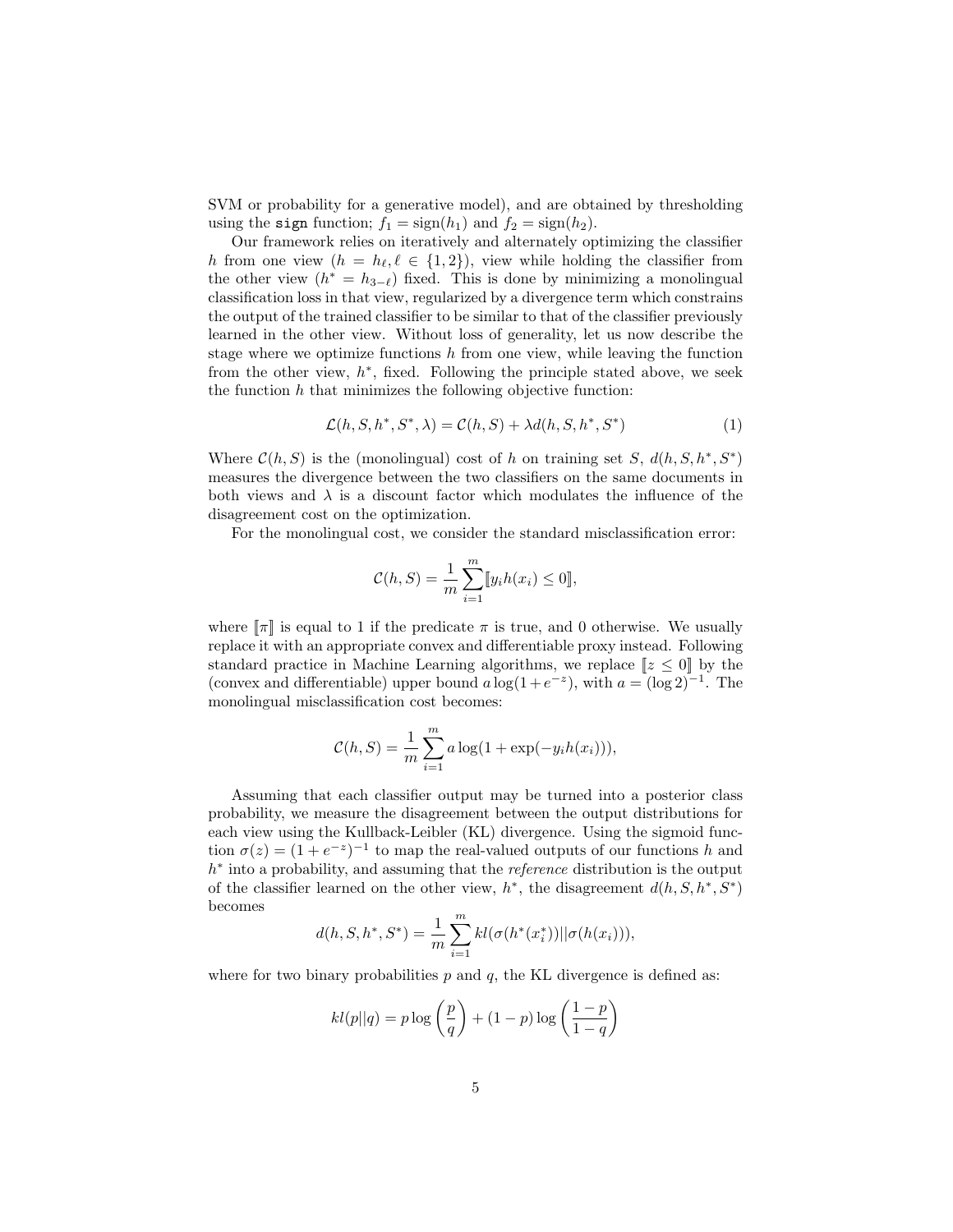SVM or probability for a generative model), and are obtained by thresholding using the `sign` function; $f_1 = \text{sign}(h_1)$ and $f_2 = \text{sign}(h_2)$.

Our framework relies on iteratively and alternately optimizing the classifier $h$ from one view ($h = h_\ell, \ell \in \{1, 2\}$), view while holding the classifier from the other view ($h^* = h_{3-\ell}$) fixed. This is done by minimizing a monolingual classification loss in that view, regularized by a divergence term which constrains the output of the trained classifier to be similar to that of the classifier previously learned in the other view. Without loss of generality, let us now describe the stage where we optimize functions $h$ from one view, while leaving the function from the other view, $h^*$, fixed. Following the principle stated above, we seek the function $h$ that minimizes the following objective function:

$$\mathcal{L}(h, S, h^*, S^*, \lambda) = \mathcal{C}(h, S) + \lambda d(h, S, h^*, S^*) \tag{1}$$

Where $\mathcal{C}(h, S)$ is the (monolingual) cost of $h$ on training set $S$, $d(h, S, h^*, S^*)$ measures the divergence between the two classifiers on the same documents in both views and $\lambda$ is a discount factor which modulates the influence of the disagreement cost on the optimization.

For the monolingual cost, we consider the standard misclassification error:

$$\mathcal{C}(h, S) = \frac{1}{m} \sum_{i=1}^{m} [\![ y_i h(x_i) \leq 0 ]\!],$$

where $[\![\pi]\!]$ is equal to 1 if the predicate $\pi$ is true, and 0 otherwise. We usually replace it with an appropriate convex and differentiable proxy instead. Following standard practice in Machine Learning algorithms, we replace $[\![z \leq 0]\!]$ by the (convex and differentiable) upper bound $a \log(1 + e^{-z})$, with $a = (\log 2)^{-1}$. The monolingual misclassification cost becomes:

$$\mathcal{C}(h, S) = \frac{1}{m} \sum_{i=1}^{m} a \log(1 + \exp(-y_i h(x_i))),$$

Assuming that each classifier output may be turned into a posterior class probability, we measure the disagreement between the output distributions for each view using the Kullback-Leibler (KL) divergence. Using the sigmoid function $\sigma(z) = (1 + e^{-z})^{-1}$ to map the real-valued outputs of our functions $h$ and $h^*$ into a probability, and assuming that the *reference* distribution is the output of the classifier learned on the other view, $h^*$, the disagreement $d(h, S, h^*, S^*)$ becomes

$$d(h, S, h^*, S^*) = \frac{1}{m} \sum_{i=1}^{m} kl(\sigma(h^*(x_i^*)) || \sigma(h(x_i))),$$

where for two binary probabilities $p$ and $q$, the KL divergence is defined as:

$$kl(p||q) = p \log\left(\frac{p}{q}\right) + (1 - p) \log\left(\frac{1 - p}{1 - q}\right)$$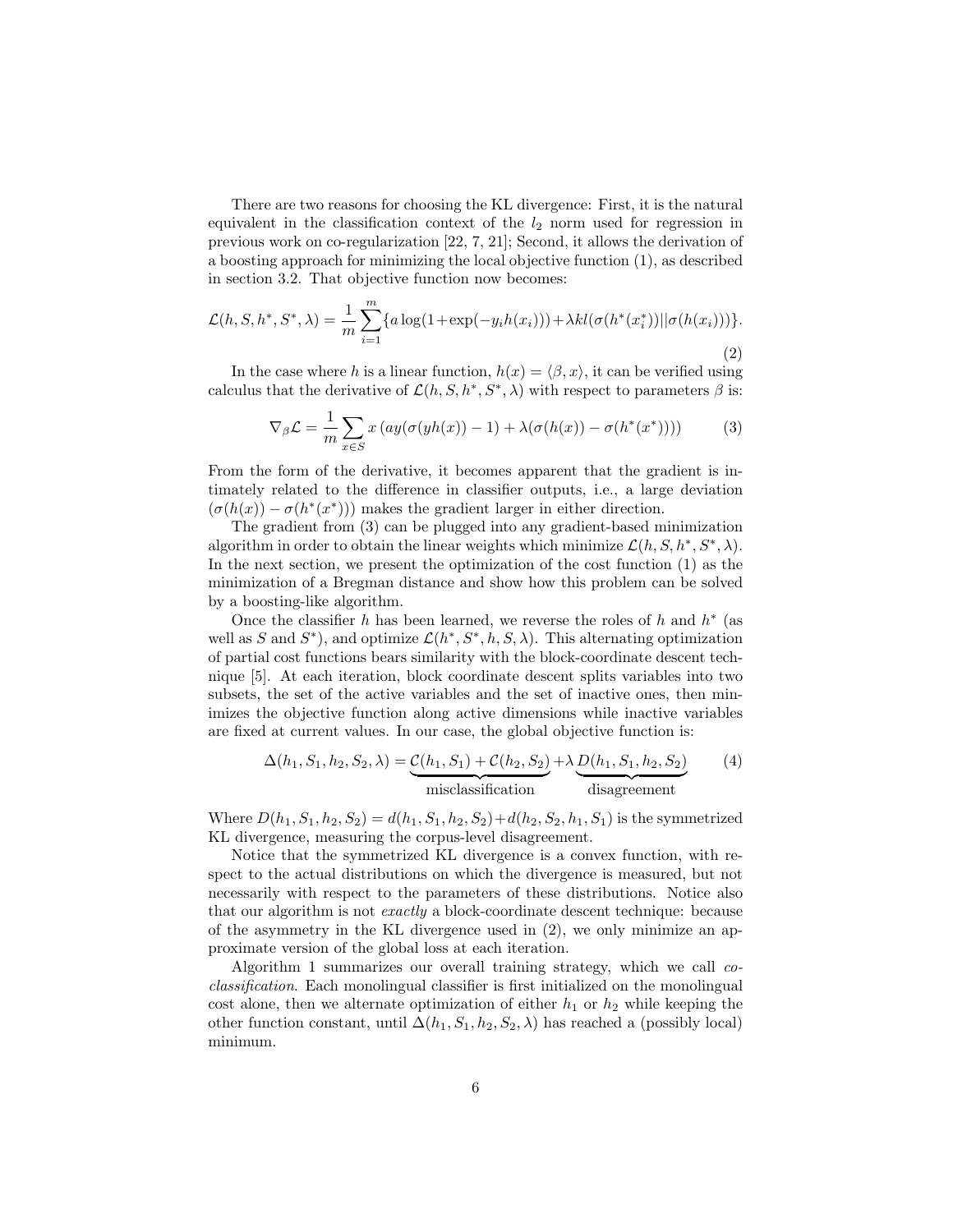There are two reasons for choosing the KL divergence: First, it is the natural equivalent in the classification context of the $l_2$ norm used for regression in previous work on co-regularization [22, 7, 21]; Second, it allows the derivation of a boosting approach for minimizing the local objective function (1), as described in section 3.2. That objective function now becomes:

$$\mathcal{L}(h, S, h^*, S^*, \lambda) = \frac{1}{m} \sum_{i=1}^{m} \{a \log(1+\exp(-y_i h(x_i))) + \lambda kl(\sigma(h^*(x_i^*)) || \sigma(h(x_i)))\}. \tag{2}$$

In the case where $h$ is a linear function, $h(x) = \langle \beta, x \rangle$, it can be verified using calculus that the derivative of $\mathcal{L}(h, S, h^*, S^*, \lambda)$ with respect to parameters $\beta$ is:

$$\nabla_\beta \mathcal{L} = \frac{1}{m} \sum_{x \in S} x \left( ay(\sigma(yh(x)) - 1) + \lambda(\sigma(h(x)) - \sigma(h^*(x^*))) \right) \tag{3}$$

From the form of the derivative, it becomes apparent that the gradient is intimately related to the difference in classifier outputs, i.e., a large deviation $(\sigma(h(x)) - \sigma(h^*(x^*)))$ makes the gradient larger in either direction.

The gradient from (3) can be plugged into any gradient-based minimization algorithm in order to obtain the linear weights which minimize $\mathcal{L}(h, S, h^*, S^*, \lambda)$. In the next section, we present the optimization of the cost function (1) as the minimization of a Bregman distance and show how this problem can be solved by a boosting-like algorithm.

Once the classifier $h$ has been learned, we reverse the roles of $h$ and $h^*$ (as well as $S$ and $S^*$), and optimize $\mathcal{L}(h^*, S^*, h, S, \lambda)$. This alternating optimization of partial cost functions bears similarity with the block-coordinate descent technique [5]. At each iteration, block coordinate descent splits variables into two subsets, the set of the active variables and the set of inactive ones, then minimizes the objective function along active dimensions while inactive variables are fixed at current values. In our case, the global objective function is:

$$\Delta(h_1, S_1, h_2, S_2, \lambda) = \underbrace{\mathcal{C}(h_1, S_1) + \mathcal{C}(h_2, S_2)}_{\text{misclassification}} + \lambda \underbrace{D(h_1, S_1, h_2, S_2)}_{\text{disagreement}} \tag{4}$$

Where $D(h_1, S_1, h_2, S_2) = d(h_1, S_1, h_2, S_2) + d(h_2, S_2, h_1, S_1)$ is the symmetrized KL divergence, measuring the corpus-level disagreement.

Notice that the symmetrized KL divergence is a convex function, with respect to the actual distributions on which the divergence is measured, but not necessarily with respect to the parameters of these distributions. Notice also that our algorithm is not *exactly* a block-coordinate descent technique: because of the asymmetry in the KL divergence used in (2), we only minimize an approximate version of the global loss at each iteration.

Algorithm 1 summarizes our overall training strategy, which we call *co-classification*. Each monolingual classifier is first initialized on the monolingual cost alone, then we alternate optimization of either $h_1$ or $h_2$ while keeping the other function constant, until $\Delta(h_1, S_1, h_2, S_2, \lambda)$ has reached a (possibly local) minimum.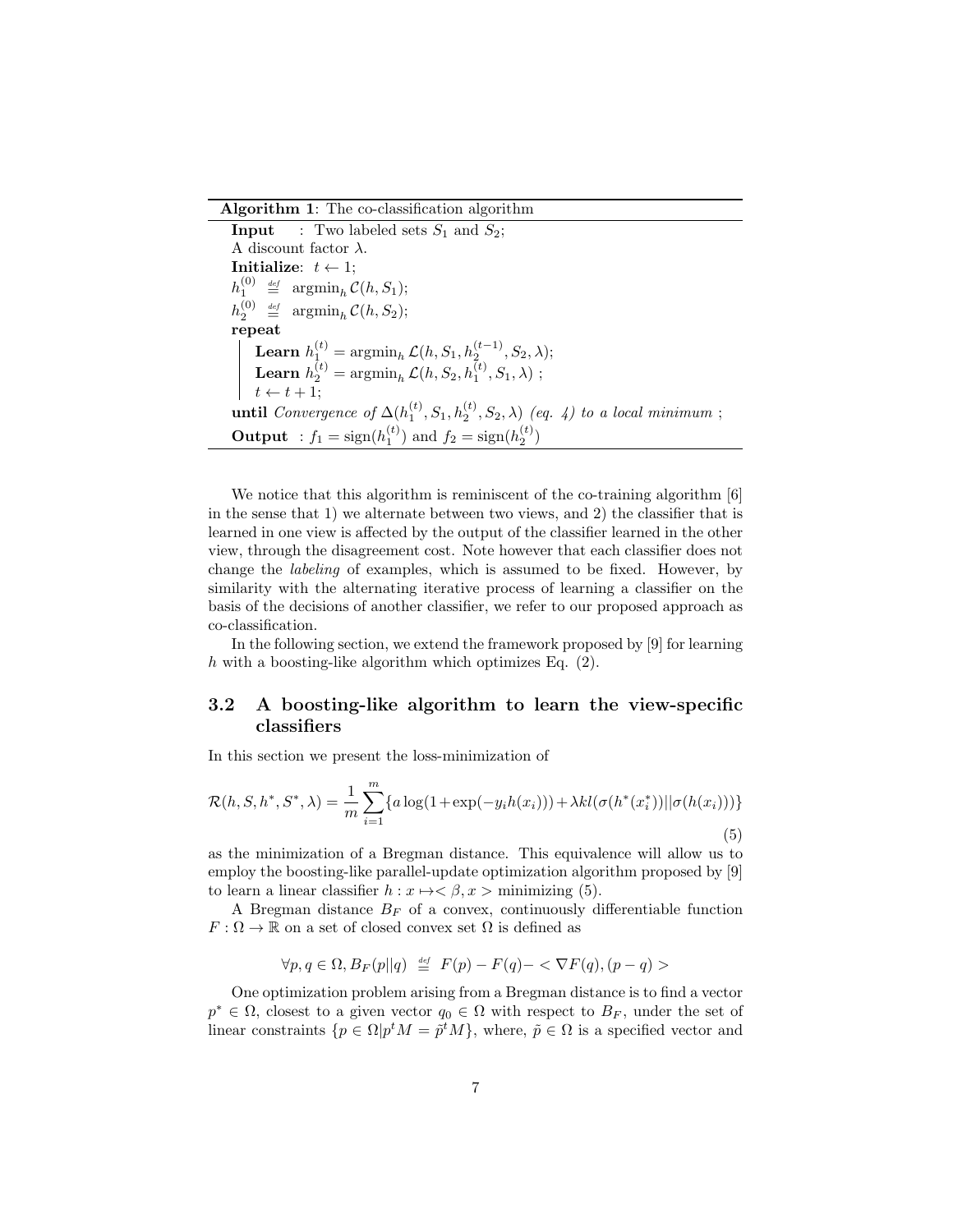**Algorithm 1**: The co-classification algorithm

**Input** : Two labeled sets $S_1$ and $S_2$;
A discount factor $\lambda$.
**Initialize**: $t \leftarrow 1$;
$h_1^{(0)} \stackrel{def}{=} \text{argmin}_h \, \mathcal{C}(h, S_1)$;
$h_2^{(0)} \stackrel{def}{=} \text{argmin}_h \, \mathcal{C}(h, S_2)$;
**repeat**
- **Learn** $h_1^{(t)} = \text{argmin}_h \, \mathcal{L}(h, S_1, h_2^{(t-1)}, S_2, \lambda)$;
- **Learn** $h_2^{(t)} = \text{argmin}_h \, \mathcal{L}(h, S_2, h_1^{(t)}, S_1, \lambda)$ ;
- $t \leftarrow t+1$;

**until** *Convergence of* $\Delta(h_1^{(t)}, S_1, h_2^{(t)}, S_2, \lambda)$ *(eq. 4) to a local minimum* ;
**Output** : $f_1 = \text{sign}(h_1^{(t)})$ and $f_2 = \text{sign}(h_2^{(t)})$

We notice that this algorithm is reminiscent of the co-training algorithm [6] in the sense that 1) we alternate between two views, and 2) the classifier that is learned in one view is affected by the output of the classifier learned in the other view, through the disagreement cost. Note however that each classifier does not change the *labeling* of examples, which is assumed to be fixed. However, by similarity with the alternating iterative process of learning a classifier on the basis of the decisions of another classifier, we refer to our proposed approach as co-classification.

In the following section, we extend the framework proposed by [9] for learning $h$ with a boosting-like algorithm which optimizes Eq. (2).

### 3.2 A boosting-like algorithm to learn the view-specific classifiers

In this section we present the loss-minimization of

$$\mathcal{R}(h, S, h^*, S^*, \lambda) = \frac{1}{m}\sum_{i=1}^{m}\{a\log(1+\exp(-y_i h(x_i))) + \lambda kl(\sigma(h^*(x_i^*))||\sigma(h(x_i)))\} \tag{5}$$

as the minimization of a Bregman distance. This equivalence will allow us to employ the boosting-like parallel-update optimization algorithm proposed by [9] to learn a linear classifier $h : x \mapsto <\beta, x>$ minimizing (5).

A Bregman distance $B_F$ of a convex, continuously differentiable function $F : \Omega \rightarrow \mathbb{R}$ on a set of closed convex set $\Omega$ is defined as

$$\forall p, q \in \Omega, B_F(p||q) \stackrel{def}{=} F(p) - F(q) - <\nabla F(q), (p-q)>$$

One optimization problem arising from a Bregman distance is to find a vector $p^* \in \Omega$, closest to a given vector $q_0 \in \Omega$ with respect to $B_F$, under the set of linear constraints $\{p \in \Omega | p^t M = \tilde{p}^t M\}$, where, $\tilde{p} \in \Omega$ is a specified vector and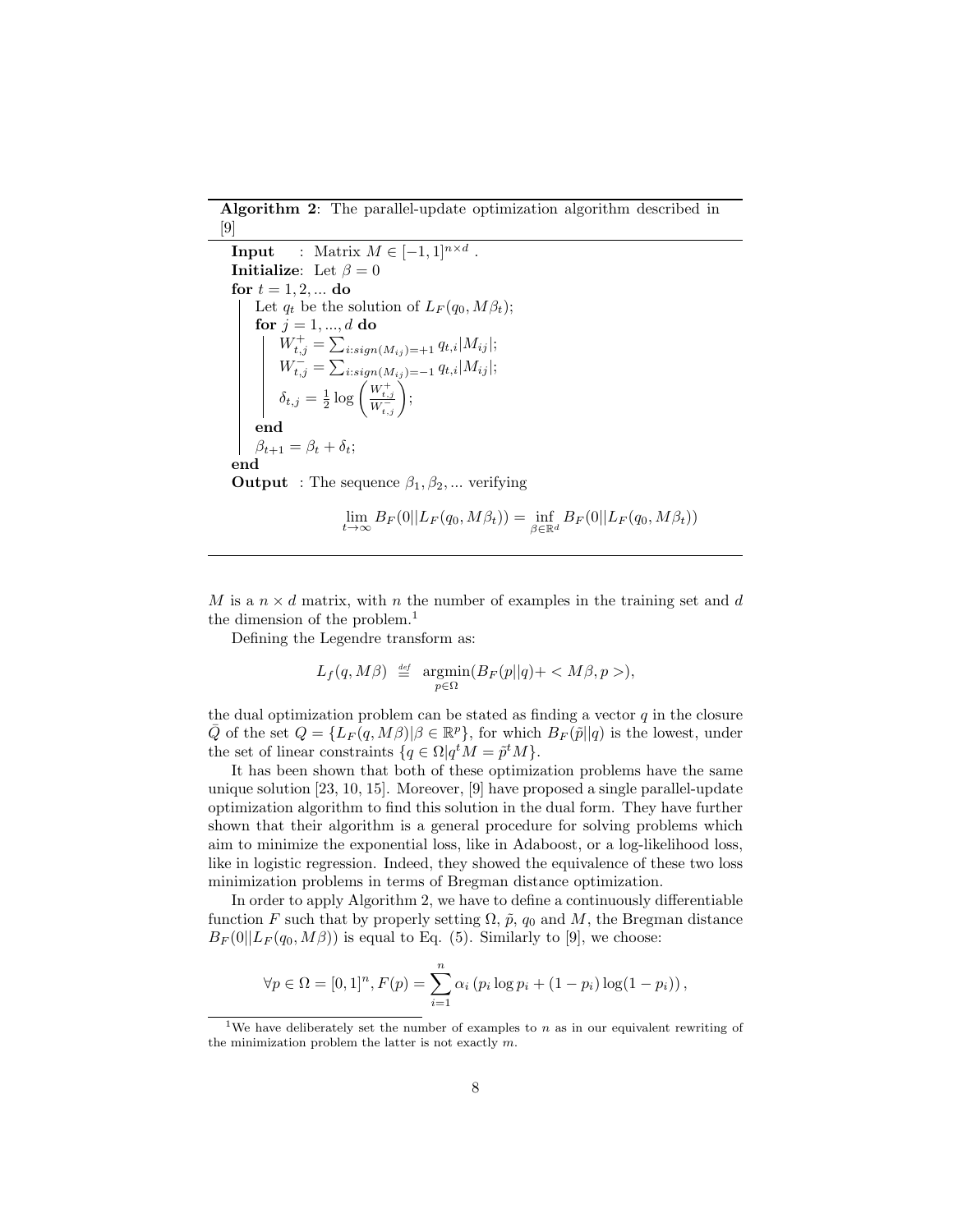**Algorithm 2**: The parallel-update optimization algorithm described in [9]

---

**Input** : Matrix $M \in [-1,1]^{n\times d}$ .
**Initialize**: Let $\beta = 0$
**for** $t = 1, 2, ...$ **do**
  Let $q_t$ be the solution of $L_F(q_0, M\beta_t)$;
  **for** $j = 1, ..., d$ **do**
    $W^+_{t,j} = \sum_{i:sign(M_{ij})=+1} q_{t,i}|M_{ij}|$;
    $W^-_{t,j} = \sum_{i:sign(M_{ij})=-1} q_{t,i}|M_{ij}|$;
    $\delta_{t,j} = \frac{1}{2}\log\left(\frac{W^+_{t,j}}{W^-_{t,j}}\right)$;
  **end**
  $\beta_{t+1} = \beta_t + \delta_t$;
**end**
**Output** : The sequence $\beta_1, \beta_2, ...$ verifying

$$\lim_{t\to\infty} B_F(0||L_F(q_0, M\beta_t)) = \inf_{\beta\in\mathbb{R}^d} B_F(0||L_F(q_0, M\beta_t))$$

---

$M$ is a $n \times d$ matrix, with $n$ the number of examples in the training set and $d$ the dimension of the problem.[1]

Defining the Legendre transform as:

$$L_f(q, M\beta) \stackrel{def}{=} \operatorname*{argmin}_{p\in\Omega}(B_F(p||q)+ < M\beta, p >),$$

the dual optimization problem can be stated as finding a vector $q$ in the closure $\bar{Q}$ of the set $Q = \{L_F(q, M\beta)|\beta \in \mathbb{R}^p\}$, for which $B_F(\tilde{p}||q)$ is the lowest, under the set of linear constraints $\{q \in \Omega | q^t M = \tilde{p}^t M\}$.

It has been shown that both of these optimization problems have the same unique solution [23, 10, 15]. Moreover, [9] have proposed a single parallel-update optimization algorithm to find this solution in the dual form. They have further shown that their algorithm is a general procedure for solving problems which aim to minimize the exponential loss, like in Adaboost, or a log-likelihood loss, like in logistic regression. Indeed, they showed the equivalence of these two loss minimization problems in terms of Bregman distance optimization.

In order to apply Algorithm 2, we have to define a continuously differentiable function $F$ such that by properly setting $\Omega$, $\tilde{p}$, $q_0$ and $M$, the Bregman distance $B_F(0||L_F(q_0, M\beta))$ is equal to Eq. (5). Similarly to [9], we choose:

$$\forall p \in \Omega = [0,1]^n, F(p) = \sum_{i=1}^{n} \alpha_i \left(p_i \log p_i + (1-p_i)\log(1-p_i)\right),$$

[1] We have deliberately set the number of examples to $n$ as in our equivalent rewriting of the minimization problem the latter is not exactly $m$.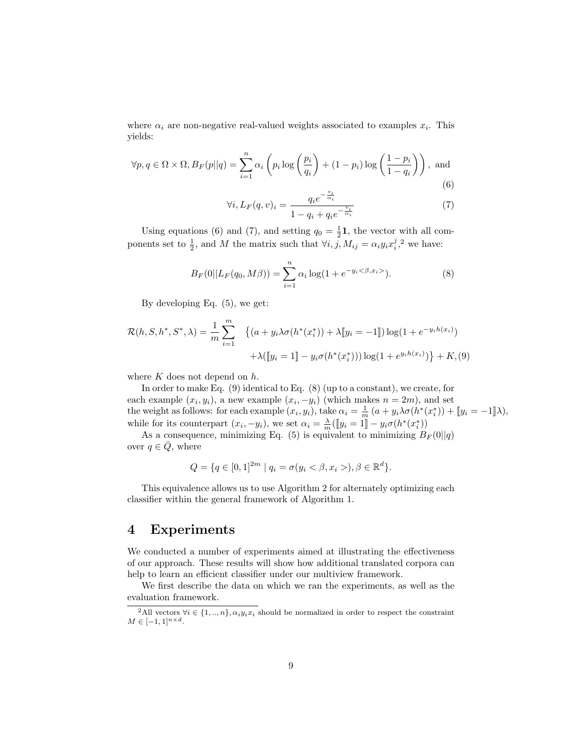where $\alpha_i$ are non-negative real-valued weights associated to examples $x_i$. This yields:

$$\forall p, q \in \Omega \times \Omega, B_F(p||q) = \sum_{i=1}^{n} \alpha_i \left( p_i \log \left( \frac{p_i}{q_i} \right) + (1 - p_i) \log \left( \frac{1 - p_i}{1 - q_i} \right) \right), \text{ and} \tag{6}$$

$$\forall i, L_F(q, v)_i = \frac{q_i e^{-\frac{v_i}{\alpha_i}}}{1 - q_i + q_i e^{-\frac{v_i}{\alpha_i}}} \tag{7}$$

Using equations (6) and (7), and setting $q_0 = \frac{1}{2}\mathbf{1}$, the vector with all components set to $\frac{1}{2}$, and $M$ the matrix such that $\forall i, j, M_{ij} = \alpha_i y_i x_i^j$,[2] we have:

$$B_F(0||L_F(q_0, M\beta)) = \sum_{i=1}^{n} \alpha_i \log(1 + e^{-y_i <\beta, x_i>}). \tag{8}$$

By developing Eq. (5), we get:

$$\mathcal{R}(h, S, h^*, S^*, \lambda) = \frac{1}{m} \sum_{i=1}^{m} \quad \big\{ (a + y_i \lambda \sigma(h^*(x_i^*)) + \lambda [\![ y_i = -1 ]\!]) \log(1 + e^{-y_i h(x_i)}) \\ + \lambda([\![ y_i = 1 ]\!] - y_i \sigma(h^*(x_i^*))) \log(1 + e^{y_i h(x_i)}) \big\} + K, \tag{9}$$

where $K$ does not depend on $h$.

In order to make Eq. (9) identical to Eq. (8) (up to a constant), we create, for each example $(x_i, y_i)$, a new example $(x_i, -y_i)$ (which makes $n = 2m$), and set the weight as follows: for each example $(x_i, y_i)$, take $\alpha_i = \frac{1}{m}\left(a + y_i \lambda \sigma(h^*(x_i^*)) + [\![ y_i = -1 ]\!] \lambda\right)$, while for its counterpart $(x_i, -y_i)$, we set $\alpha_i = \frac{\lambda}{m}([\![ y_i = 1 ]\!] - y_i \sigma(h^*(x_i^*)))$

As a consequence, minimizing Eq. (5) is equivalent to minimizing $B_F(0||q)$ over $q \in \bar{Q}$, where

$$Q = \{ q \in [0, 1]^{2m} \mid q_i = \sigma(y_i < \beta, x_i >), \beta \in \mathbb{R}^d \}.$$

This equivalence allows us to use Algorithm 2 for alternately optimizing each classifier within the general framework of Algorithm 1.

# 4 Experiments

We conducted a number of experiments aimed at illustrating the effectiveness of our approach. These results will show how additional translated corpora can help to learn an efficient classifier under our multiview framework.

We first describe the data on which we ran the experiments, as well as the evaluation framework.

[2] All vectors $\forall i \in \{1, .., n\}, \alpha_i y_i x_i$ should be normalized in order to respect the constraint $M \in [-1, 1]^{n \times d}$.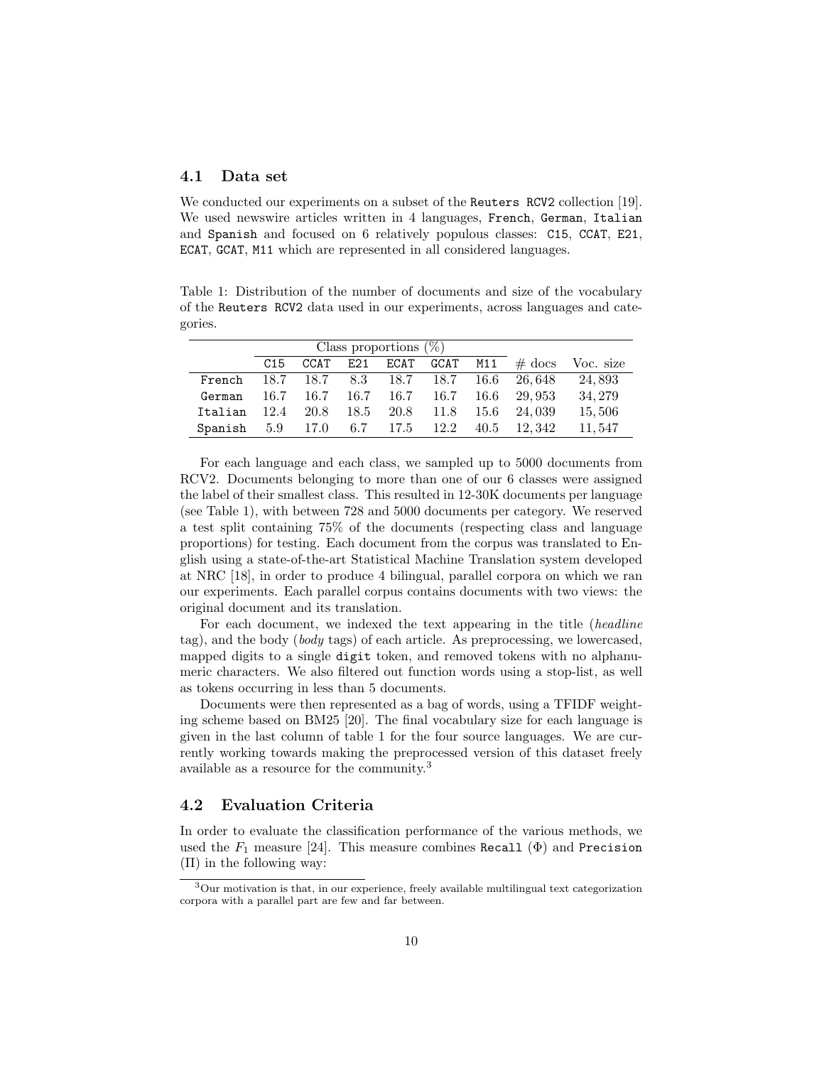### 4.1 Data set

We conducted our experiments on a subset of the Reuters RCV2 collection [19]. We used newswire articles written in 4 languages, French, German, Italian and Spanish and focused on 6 relatively populous classes: C15, CCAT, E21, ECAT, GCAT, M11 which are represented in all considered languages.

Table 1: Distribution of the number of documents and size of the vocabulary of the Reuters RCV2 data used in our experiments, across languages and categories.

| | Class proportions (%) | | | | | | # docs | Voc. size |
|---|---|---|---|---|---|---|---|---|
| | C15 | CCAT | E21 | ECAT | GCAT | M11 | | |
| French | 18.7 | 18.7 | 8.3 | 18.7 | 18.7 | 16.6 | 26,648 | 24,893 |
| German | 16.7 | 16.7 | 16.7 | 16.7 | 16.7 | 16.6 | 29,953 | 34,279 |
| Italian | 12.4 | 20.8 | 18.5 | 20.8 | 11.8 | 15.6 | 24,039 | 15,506 |
| Spanish | 5.9 | 17.0 | 6.7 | 17.5 | 12.2 | 40.5 | 12,342 | 11,547 |

For each language and each class, we sampled up to 5000 documents from RCV2. Documents belonging to more than one of our 6 classes were assigned the label of their smallest class. This resulted in 12-30K documents per language (see Table 1), with between 728 and 5000 documents per category. We reserved a test split containing 75% of the documents (respecting class and language proportions) for testing. Each document from the corpus was translated to English using a state-of-the-art Statistical Machine Translation system developed at NRC [18], in order to produce 4 bilingual, parallel corpora on which we ran our experiments. Each parallel corpus contains documents with two views: the original document and its translation.

For each document, we indexed the text appearing in the title (*headline* tag), and the body (*body* tags) of each article. As preprocessing, we lowercased, mapped digits to a single digit token, and removed tokens with no alphanumeric characters. We also filtered out function words using a stop-list, as well as tokens occurring in less than 5 documents.

Documents were then represented as a bag of words, using a TFIDF weighting scheme based on BM25 [20]. The final vocabulary size for each language is given in the last column of table 1 for the four source languages. We are currently working towards making the preprocessed version of this dataset freely available as a resource for the community.[3]

### 4.2 Evaluation Criteria

In order to evaluate the classification performance of the various methods, we used the $F_1$ measure [24]. This measure combines Recall ($\Phi$) and Precision ($\Pi$) in the following way:

[3] Our motivation is that, in our experience, freely available multilingual text categorization corpora with a parallel part are few and far between.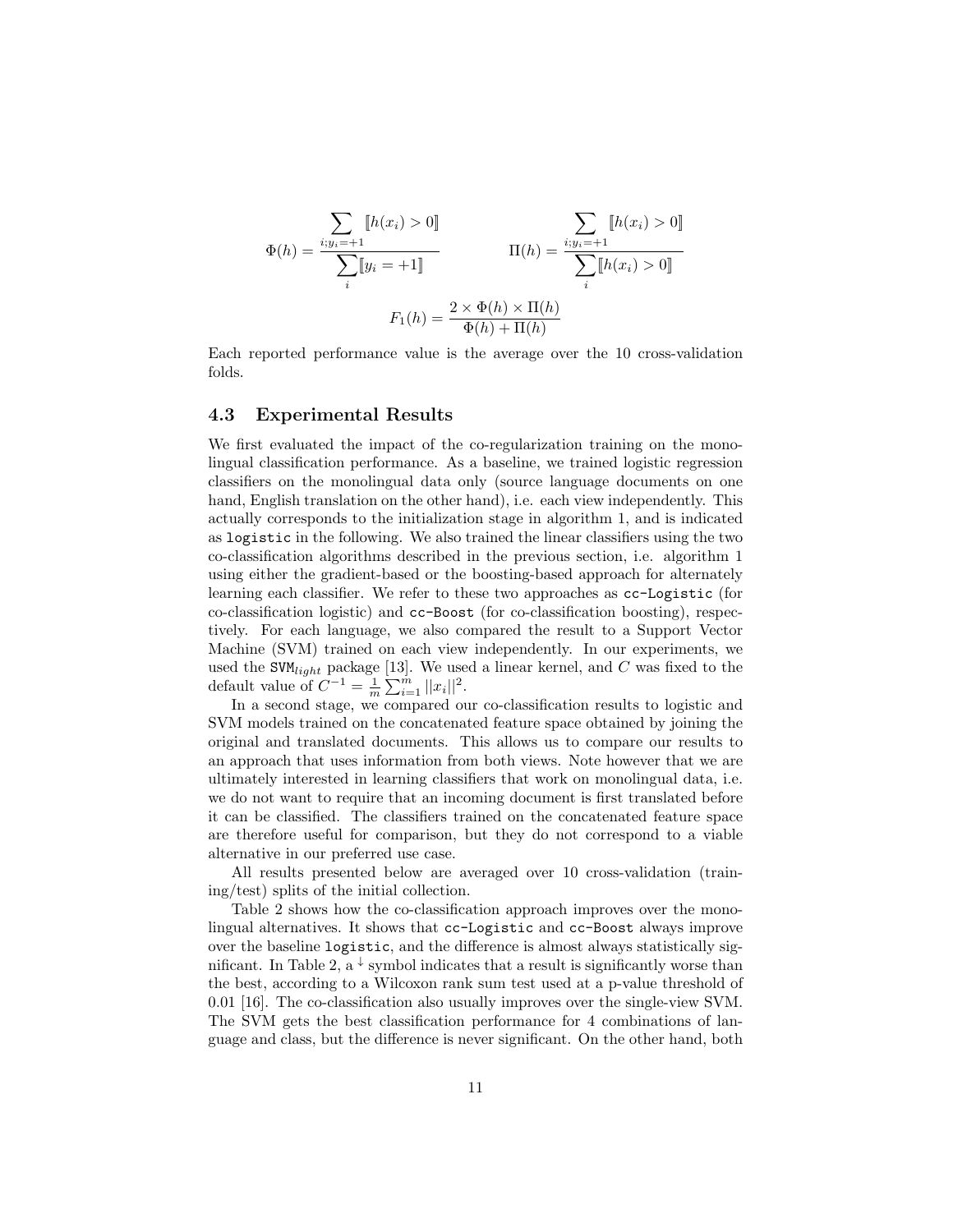$$\Phi(h) = \frac{\displaystyle\sum_{i; y_i = +1} [\![h(x_i) > 0]\!]}{\displaystyle\sum_i [\![y_i = +1]\!]} \qquad \Pi(h) = \frac{\displaystyle\sum_{i; y_i = +1} [\![h(x_i) > 0]\!]}{\displaystyle\sum_i [\![h(x_i) > 0]\!]}$$

$$F_1(h) = \frac{2 \times \Phi(h) \times \Pi(h)}{\Phi(h) + \Pi(h)}$$

Each reported performance value is the average over the 10 cross-validation folds.

### 4.3 Experimental Results

We first evaluated the impact of the co-regularization training on the monolingual classification performance. As a baseline, we trained logistic regression classifiers on the monolingual data only (source language documents on one hand, English translation on the other hand), i.e. each view independently. This actually corresponds to the initialization stage in algorithm 1, and is indicated as `logistic` in the following. We also trained the linear classifiers using the two co-classification algorithms described in the previous section, i.e. algorithm 1 using either the gradient-based or the boosting-based approach for alternately learning each classifier. We refer to these two approaches as `cc-Logistic` (for co-classification logistic) and `cc-Boost` (for co-classification boosting), respectively. For each language, we also compared the result to a Support Vector Machine (SVM) trained on each view independently. In our experiments, we used the $\texttt{SVM}_{light}$ package [13]. We used a linear kernel, and $C$ was fixed to the default value of $C^{-1} = \frac{1}{m} \sum_{i=1}^{m} ||x_i||^2$.

In a second stage, we compared our co-classification results to logistic and SVM models trained on the concatenated feature space obtained by joining the original and translated documents. This allows us to compare our results to an approach that uses information from both views. Note however that we are ultimately interested in learning classifiers that work on monolingual data, i.e. we do not want to require that an incoming document is first translated before it can be classified. The classifiers trained on the concatenated feature space are therefore useful for comparison, but they do not correspond to a viable alternative in our preferred use case.

All results presented below are averaged over 10 cross-validation (training/test) splits of the initial collection.

Table 2 shows how the co-classification approach improves over the monolingual alternatives. It shows that `cc-Logistic` and `cc-Boost` always improve over the baseline `logistic`, and the difference is almost always statistically significant. In Table 2, a $^{\downarrow}$ symbol indicates that a result is significantly worse than the best, according to a Wilcoxon rank sum test used at a p-value threshold of 0.01 [16]. The co-classification also usually improves over the single-view SVM. The SVM gets the best classification performance for 4 combinations of language and class, but the difference is never significant. On the other hand, both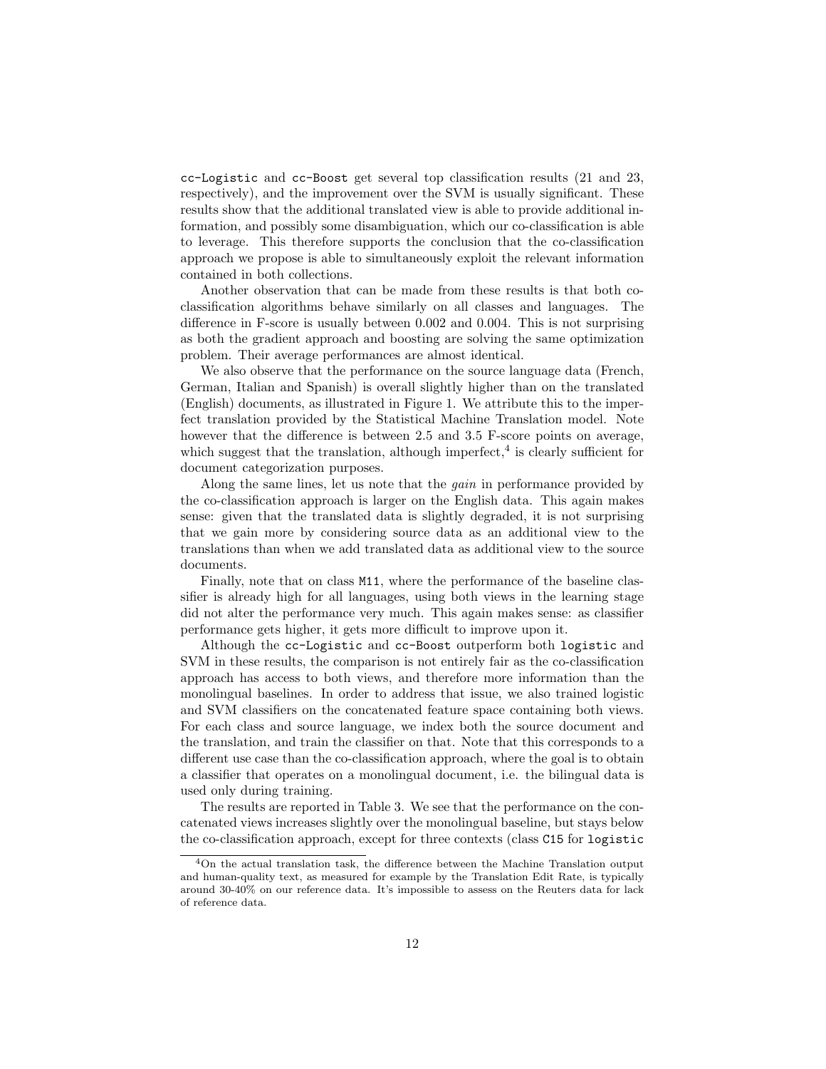`cc-Logistic` and `cc-Boost` get several top classification results (21 and 23, respectively), and the improvement over the SVM is usually significant. These results show that the additional translated view is able to provide additional information, and possibly some disambiguation, which our co-classification is able to leverage. This therefore supports the conclusion that the co-classification approach we propose is able to simultaneously exploit the relevant information contained in both collections.

Another observation that can be made from these results is that both co-classification algorithms behave similarly on all classes and languages. The difference in F-score is usually between 0.002 and 0.004. This is not surprising as both the gradient approach and boosting are solving the same optimization problem. Their average performances are almost identical.

We also observe that the performance on the source language data (French, German, Italian and Spanish) is overall slightly higher than on the translated (English) documents, as illustrated in Figure 1. We attribute this to the imperfect translation provided by the Statistical Machine Translation model. Note however that the difference is between 2.5 and 3.5 F-score points on average, which suggest that the translation, although imperfect,[4] is clearly sufficient for document categorization purposes.

Along the same lines, let us note that the *gain* in performance provided by the co-classification approach is larger on the English data. This again makes sense: given that the translated data is slightly degraded, it is not surprising that we gain more by considering source data as an additional view to the translations than when we add translated data as additional view to the source documents.

Finally, note that on class `M11`, where the performance of the baseline classifier is already high for all languages, using both views in the learning stage did not alter the performance very much. This again makes sense: as classifier performance gets higher, it gets more difficult to improve upon it.

Although the `cc-Logistic` and `cc-Boost` outperform both `logistic` and SVM in these results, the comparison is not entirely fair as the co-classification approach has access to both views, and therefore more information than the monolingual baselines. In order to address that issue, we also trained logistic and SVM classifiers on the concatenated feature space containing both views. For each class and source language, we index both the source document and the translation, and train the classifier on that. Note that this corresponds to a different use case than the co-classification approach, where the goal is to obtain a classifier that operates on a monolingual document, i.e. the bilingual data is used only during training.

The results are reported in Table 3. We see that the performance on the concatenated views increases slightly over the monolingual baseline, but stays below the co-classification approach, except for three contexts (class `C15` for `logistic`

[4] On the actual translation task, the difference between the Machine Translation output and human-quality text, as measured for example by the Translation Edit Rate, is typically around 30-40% on our reference data. It's impossible to assess on the Reuters data for lack of reference data.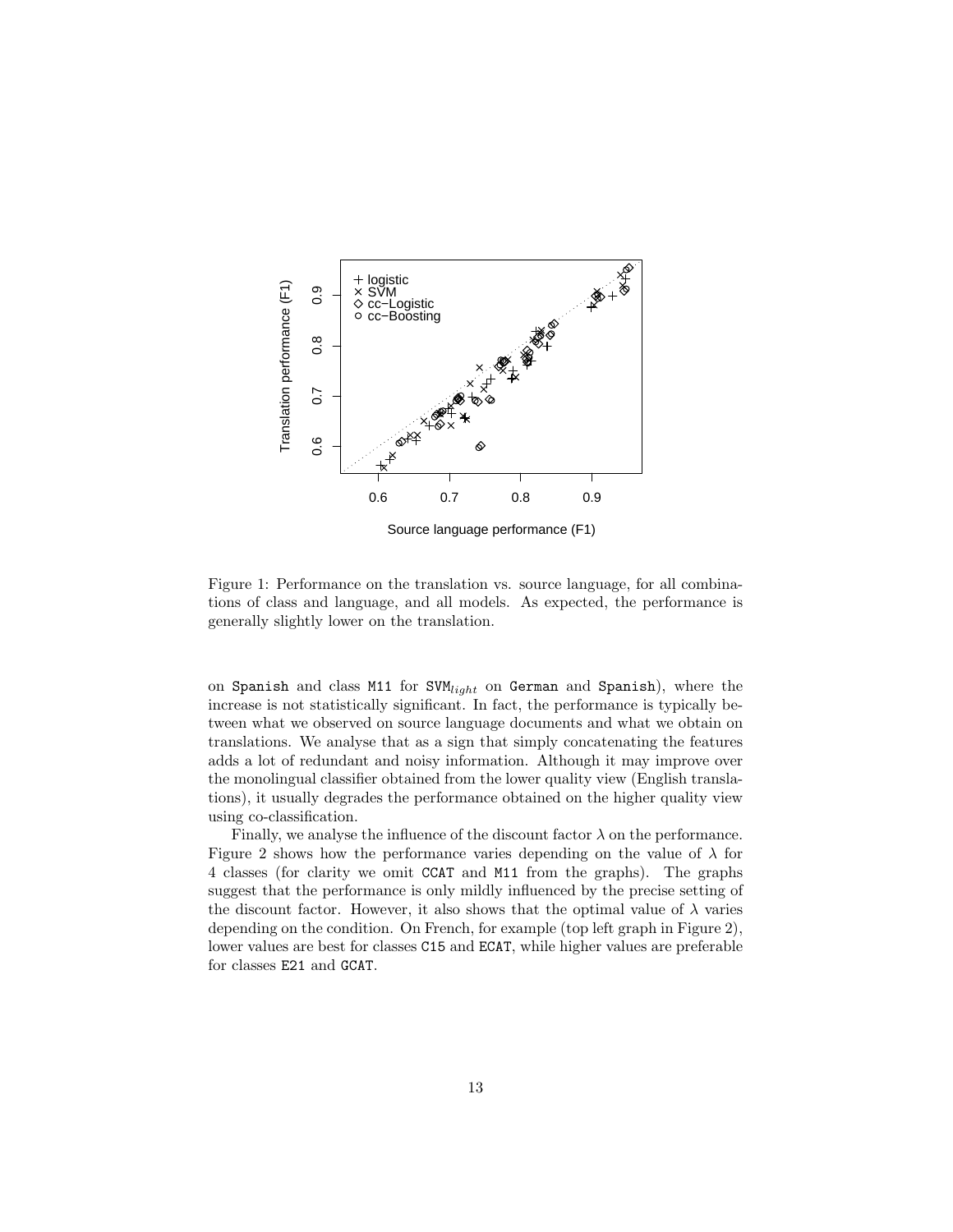Figure 1: Performance on the translation vs. source language, for all combinations of class and language, and all models. As expected, the performance is generally slightly lower on the translation.

on Spanish and class M11 for $\text{SVM}_{light}$ on German and Spanish), where the increase is not statistically significant. In fact, the performance is typically between what we observed on source language documents and what we obtain on translations. We analyse that as a sign that simply concatenating the features adds a lot of redundant and noisy information. Although it may improve over the monolingual classifier obtained from the lower quality view (English translations), it usually degrades the performance obtained on the higher quality view using co-classification.

Finally, we analyse the influence of the discount factor $\lambda$ on the performance. Figure 2 shows how the performance varies depending on the value of $\lambda$ for 4 classes (for clarity we omit CCAT and M11 from the graphs). The graphs suggest that the performance is only mildly influenced by the precise setting of the discount factor. However, it also shows that the optimal value of $\lambda$ varies depending on the condition. On French, for example (top left graph in Figure 2), lower values are best for classes C15 and ECAT, while higher values are preferable for classes E21 and GCAT.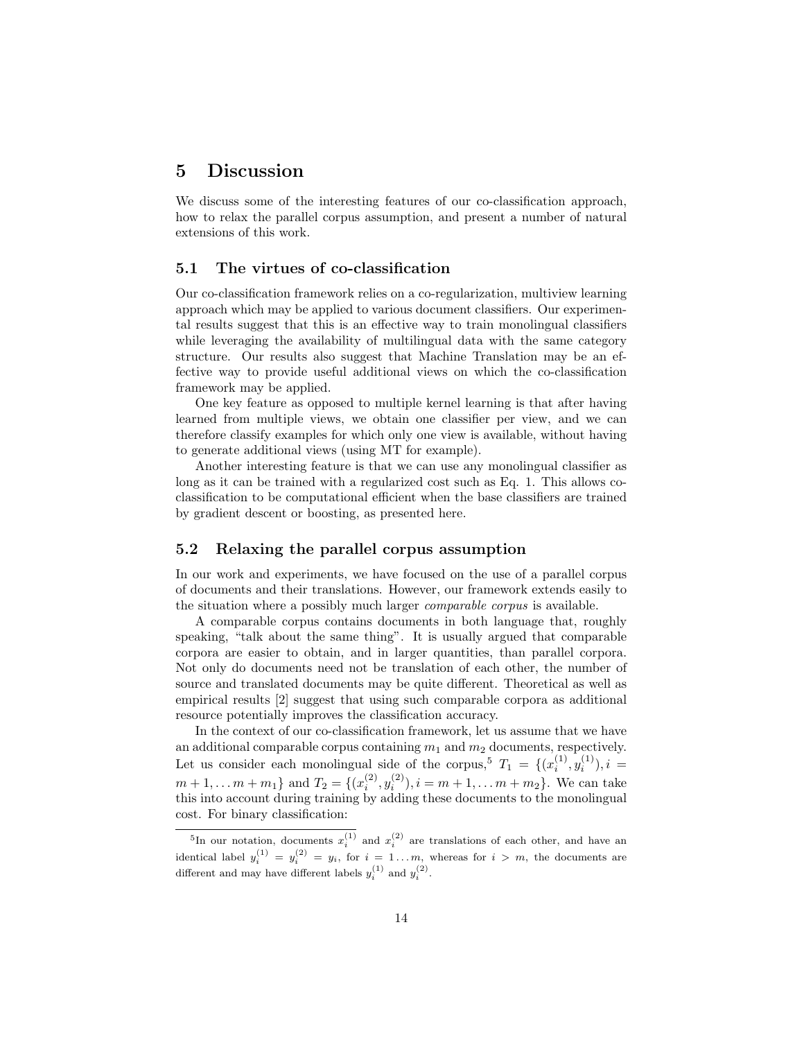# 5 Discussion

We discuss some of the interesting features of our co-classification approach, how to relax the parallel corpus assumption, and present a number of natural extensions of this work.

## 5.1 The virtues of co-classification

Our co-classification framework relies on a co-regularization, multiview learning approach which may be applied to various document classifiers. Our experimental results suggest that this is an effective way to train monolingual classifiers while leveraging the availability of multilingual data with the same category structure. Our results also suggest that Machine Translation may be an effective way to provide useful additional views on which the co-classification framework may be applied.

One key feature as opposed to multiple kernel learning is that after having learned from multiple views, we obtain one classifier per view, and we can therefore classify examples for which only one view is available, without having to generate additional views (using MT for example).

Another interesting feature is that we can use any monolingual classifier as long as it can be trained with a regularized cost such as Eq. 1. This allows co-classification to be computational efficient when the base classifiers are trained by gradient descent or boosting, as presented here.

## 5.2 Relaxing the parallel corpus assumption

In our work and experiments, we have focused on the use of a parallel corpus of documents and their translations. However, our framework extends easily to the situation where a possibly much larger *comparable corpus* is available.

A comparable corpus contains documents in both language that, roughly speaking, "talk about the same thing". It is usually argued that comparable corpora are easier to obtain, and in larger quantities, than parallel corpora. Not only do documents need not be translation of each other, the number of source and translated documents may be quite different. Theoretical as well as empirical results [2] suggest that using such comparable corpora as additional resource potentially improves the classification accuracy.

In the context of our co-classification framework, let us assume that we have an additional comparable corpus containing $m_1$ and $m_2$ documents, respectively. Let us consider each monolingual side of the corpus,[5] $T_1 = \{(x_i^{(1)}, y_i^{(1)}), i = m+1, \ldots m+m_1\}$ and $T_2 = \{(x_i^{(2)}, y_i^{(2)}), i = m+1, \ldots m+m_2\}$. We can take this into account during training by adding these documents to the monolingual cost. For binary classification:

[5] In our notation, documents $x_i^{(1)}$ and $x_i^{(2)}$ are translations of each other, and have an identical label $y_i^{(1)} = y_i^{(2)} = y_i$, for $i = 1 \ldots m$, whereas for $i > m$, the documents are different and may have different labels $y_i^{(1)}$ and $y_i^{(2)}$.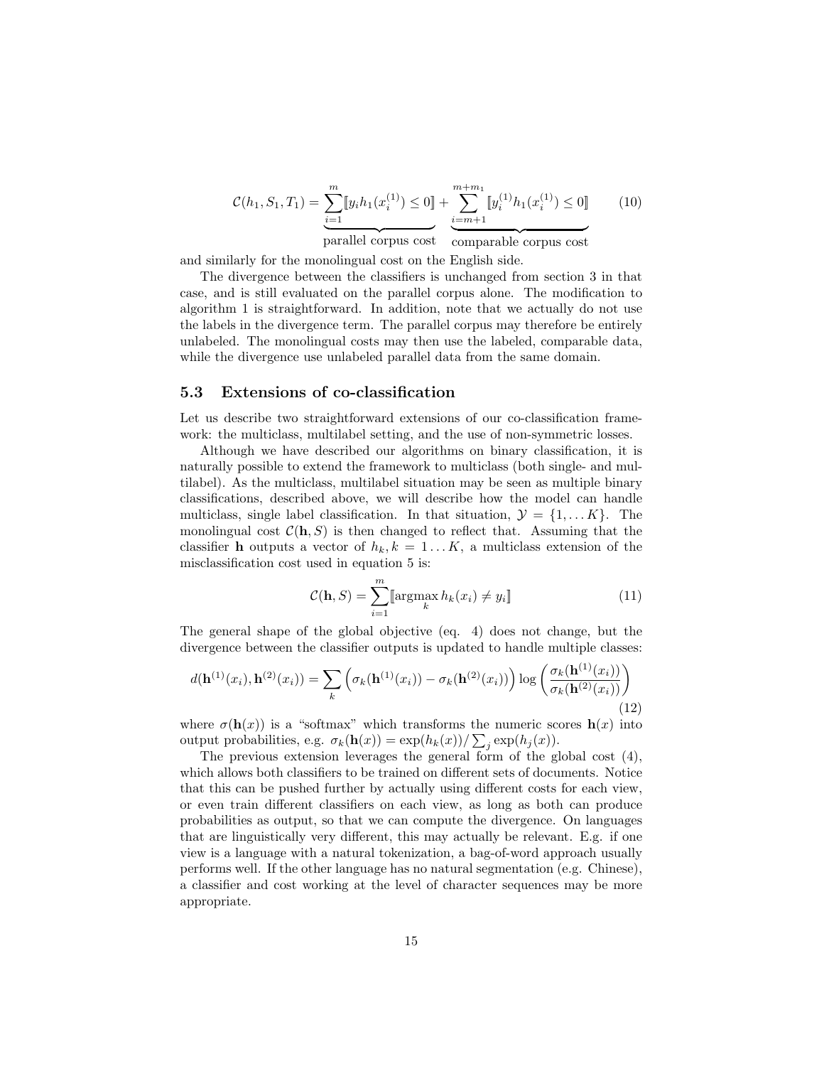$$\mathcal{C}(h_1, S_1, T_1) = \underbrace{\sum_{i=1}^{m} [\![ y_i h_1(x_i^{(1)}) \leq 0 ]\!]}_{\text{parallel corpus cost}} + \underbrace{\sum_{i=m+1}^{m+m_1} [\![ y_i^{(1)} h_1(x_i^{(1)}) \leq 0 ]\!]}_{\text{comparable corpus cost}} \qquad (10)$$

and similarly for the monolingual cost on the English side.

The divergence between the classifiers is unchanged from section 3 in that case, and is still evaluated on the parallel corpus alone. The modification to algorithm 1 is straightforward. In addition, note that we actually do not use the labels in the divergence term. The parallel corpus may therefore be entirely unlabeled. The monolingual costs may then use the labeled, comparable data, while the divergence use unlabeled parallel data from the same domain.

### 5.3 Extensions of co-classification

Let us describe two straightforward extensions of our co-classification framework: the multiclass, multilabel setting, and the use of non-symmetric losses.

Although we have described our algorithms on binary classification, it is naturally possible to extend the framework to multiclass (both single- and multilabel). As the multiclass, multilabel situation may be seen as multiple binary classifications, described above, we will describe how the model can handle multiclass, single label classification. In that situation, $\mathcal{Y} = \{1, \ldots K\}$. The monolingual cost $\mathcal{C}(\mathbf{h}, S)$ is then changed to reflect that. Assuming that the classifier $\mathbf{h}$ outputs a vector of $h_k, k = 1 \ldots K$, a multiclass extension of the misclassification cost used in equation 5 is:

$$\mathcal{C}(\mathbf{h}, S) = \sum_{i=1}^{m} [\![ \operatorname*{argmax}_k h_k(x_i) \neq y_i ]\!] \qquad (11)$$

The general shape of the global objective (eq. 4) does not change, but the divergence between the classifier outputs is updated to handle multiple classes:

$$d(\mathbf{h}^{(1)}(x_i), \mathbf{h}^{(2)}(x_i)) = \sum_k \left( \sigma_k(\mathbf{h}^{(1)}(x_i)) - \sigma_k(\mathbf{h}^{(2)}(x_i)) \right) \log \left( \frac{\sigma_k(\mathbf{h}^{(1)}(x_i))}{\sigma_k(\mathbf{h}^{(2)}(x_i))} \right) \qquad (12)$$

where $\sigma(\mathbf{h}(x))$ is a "softmax" which transforms the numeric scores $\mathbf{h}(x)$ into output probabilities, e.g. $\sigma_k(\mathbf{h}(x)) = \exp(h_k(x)) / \sum_j \exp(h_j(x))$.

The previous extension leverages the general form of the global cost (4), which allows both classifiers to be trained on different sets of documents. Notice that this can be pushed further by actually using different costs for each view, or even train different classifiers on each view, as long as both can produce probabilities as output, so that we can compute the divergence. On languages that are linguistically very different, this may actually be relevant. E.g. if one view is a language with a natural tokenization, a bag-of-word approach usually performs well. If the other language has no natural segmentation (e.g. Chinese), a classifier and cost working at the level of character sequences may be more appropriate.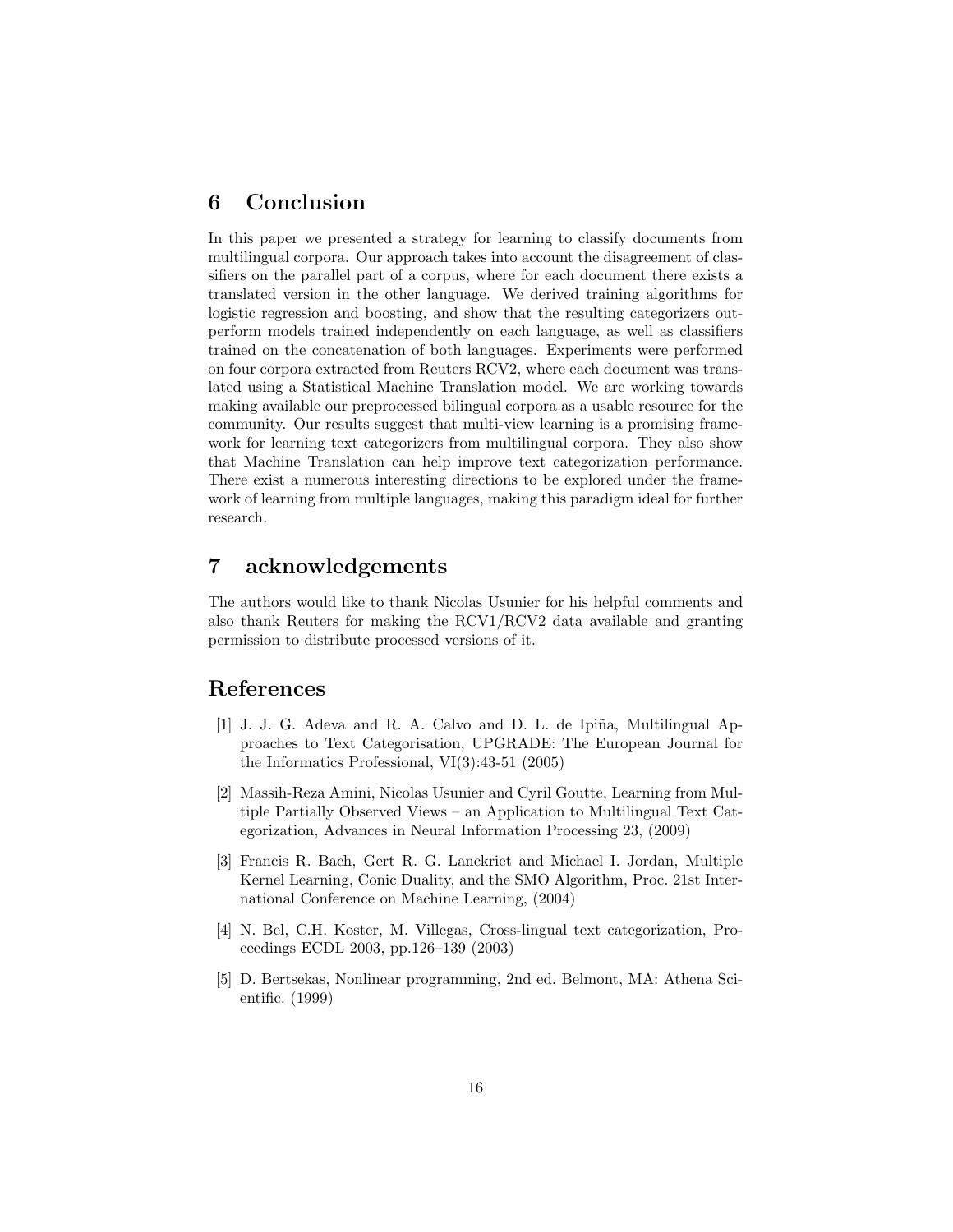## 6 Conclusion

In this paper we presented a strategy for learning to classify documents from multilingual corpora. Our approach takes into account the disagreement of classifiers on the parallel part of a corpus, where for each document there exists a translated version in the other language. We derived training algorithms for logistic regression and boosting, and show that the resulting categorizers outperform models trained independently on each language, as well as classifiers trained on the concatenation of both languages. Experiments were performed on four corpora extracted from Reuters RCV2, where each document was translated using a Statistical Machine Translation model. We are working towards making available our preprocessed bilingual corpora as a usable resource for the community. Our results suggest that multi-view learning is a promising framework for learning text categorizers from multilingual corpora. They also show that Machine Translation can help improve text categorization performance. There exist a numerous interesting directions to be explored under the framework of learning from multiple languages, making this paradigm ideal for further research.

## 7 acknowledgements

The authors would like to thank Nicolas Usunier for his helpful comments and also thank Reuters for making the RCV1/RCV2 data available and granting permission to distribute processed versions of it.

## References

[1] J. J. G. Adeva and R. A. Calvo and D. L. de Ipiña, Multilingual Approaches to Text Categorisation, UPGRADE: The European Journal for the Informatics Professional, VI(3):43-51 (2005)

[2] Massih-Reza Amini, Nicolas Usunier and Cyril Goutte, Learning from Multiple Partially Observed Views – an Application to Multilingual Text Categorization, Advances in Neural Information Processing 23, (2009)

[3] Francis R. Bach, Gert R. G. Lanckriet and Michael I. Jordan, Multiple Kernel Learning, Conic Duality, and the SMO Algorithm, Proc. 21st International Conference on Machine Learning, (2004)

[4] N. Bel, C.H. Koster, M. Villegas, Cross-lingual text categorization, Proceedings ECDL 2003, pp.126–139 (2003)

[5] D. Bertsekas, Nonlinear programming, 2nd ed. Belmont, MA: Athena Scientific. (1999)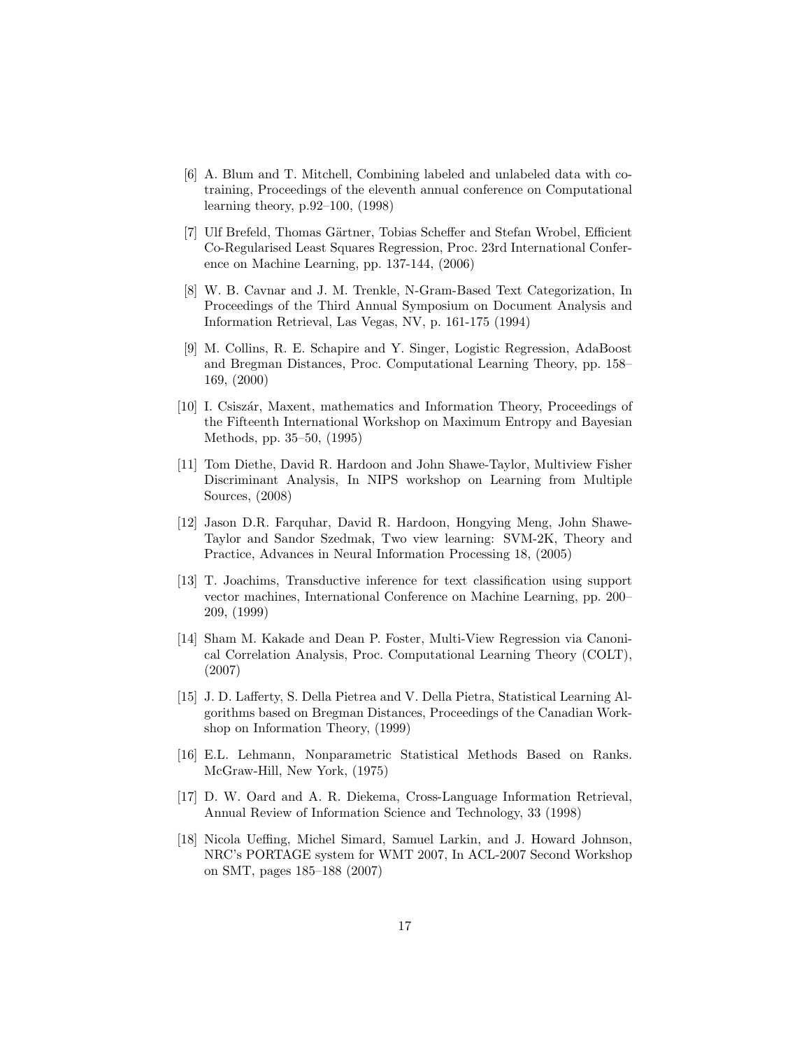[6] A. Blum and T. Mitchell, Combining labeled and unlabeled data with co-training, Proceedings of the eleventh annual conference on Computational learning theory, p.92–100, (1998)

[7] Ulf Brefeld, Thomas Gärtner, Tobias Scheffer and Stefan Wrobel, Efficient Co-Regularised Least Squares Regression, Proc. 23rd International Conference on Machine Learning, pp. 137-144, (2006)

[8] W. B. Cavnar and J. M. Trenkle, N-Gram-Based Text Categorization, In Proceedings of the Third Annual Symposium on Document Analysis and Information Retrieval, Las Vegas, NV, p. 161-175 (1994)

[9] M. Collins, R. E. Schapire and Y. Singer, Logistic Regression, AdaBoost and Bregman Distances, Proc. Computational Learning Theory, pp. 158–169, (2000)

[10] I. Csiszár, Maxent, mathematics and Information Theory, Proceedings of the Fifteenth International Workshop on Maximum Entropy and Bayesian Methods, pp. 35–50, (1995)

[11] Tom Diethe, David R. Hardoon and John Shawe-Taylor, Multiview Fisher Discriminant Analysis, In NIPS workshop on Learning from Multiple Sources, (2008)

[12] Jason D.R. Farquhar, David R. Hardoon, Hongying Meng, John Shawe-Taylor and Sandor Szedmak, Two view learning: SVM-2K, Theory and Practice, Advances in Neural Information Processing 18, (2005)

[13] T. Joachims, Transductive inference for text classification using support vector machines, International Conference on Machine Learning, pp. 200–209, (1999)

[14] Sham M. Kakade and Dean P. Foster, Multi-View Regression via Canonical Correlation Analysis, Proc. Computational Learning Theory (COLT), (2007)

[15] J. D. Lafferty, S. Della Pietrea and V. Della Pietra, Statistical Learning Algorithms based on Bregman Distances, Proceedings of the Canadian Workshop on Information Theory, (1999)

[16] E.L. Lehmann, Nonparametric Statistical Methods Based on Ranks. McGraw-Hill, New York, (1975)

[17] D. W. Oard and A. R. Diekema, Cross-Language Information Retrieval, Annual Review of Information Science and Technology, 33 (1998)

[18] Nicola Ueffing, Michel Simard, Samuel Larkin, and J. Howard Johnson, NRC's PORTAGE system for WMT 2007, In ACL-2007 Second Workshop on SMT, pages 185–188 (2007)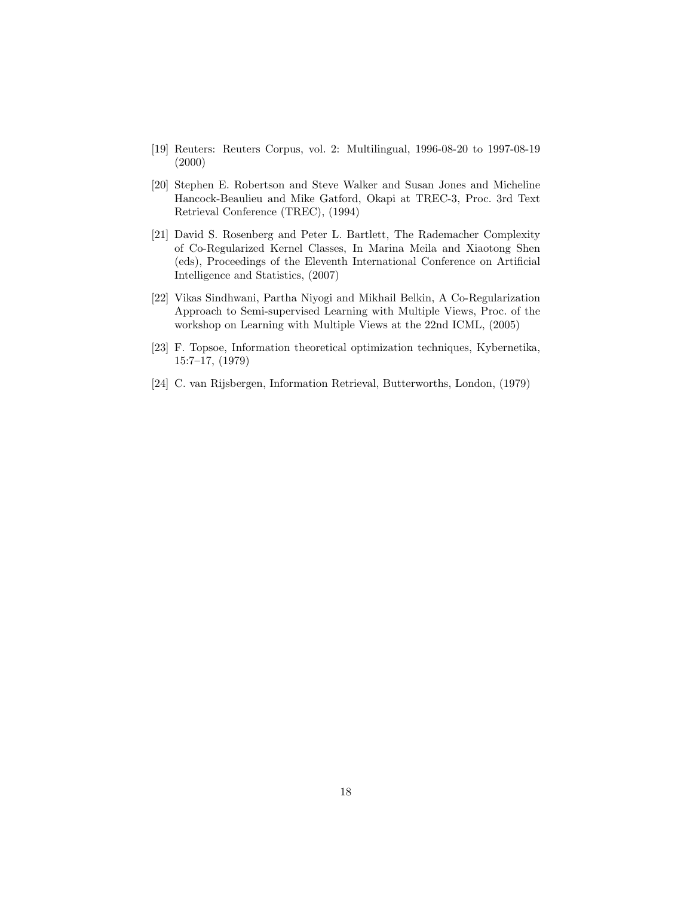[19] Reuters: Reuters Corpus, vol. 2: Multilingual, 1996-08-20 to 1997-08-19 (2000)

[20] Stephen E. Robertson and Steve Walker and Susan Jones and Micheline Hancock-Beaulieu and Mike Gatford, Okapi at TREC-3, Proc. 3rd Text Retrieval Conference (TREC), (1994)

[21] David S. Rosenberg and Peter L. Bartlett, The Rademacher Complexity of Co-Regularized Kernel Classes, In Marina Meila and Xiaotong Shen (eds), Proceedings of the Eleventh International Conference on Artificial Intelligence and Statistics, (2007)

[22] Vikas Sindhwani, Partha Niyogi and Mikhail Belkin, A Co-Regularization Approach to Semi-supervised Learning with Multiple Views, Proc. of the workshop on Learning with Multiple Views at the 22nd ICML, (2005)

[23] F. Topsoe, Information theoretical optimization techniques, Kybernetika, 15:7–17, (1979)

[24] C. van Rijsbergen, Information Retrieval, Butterworths, London, (1979)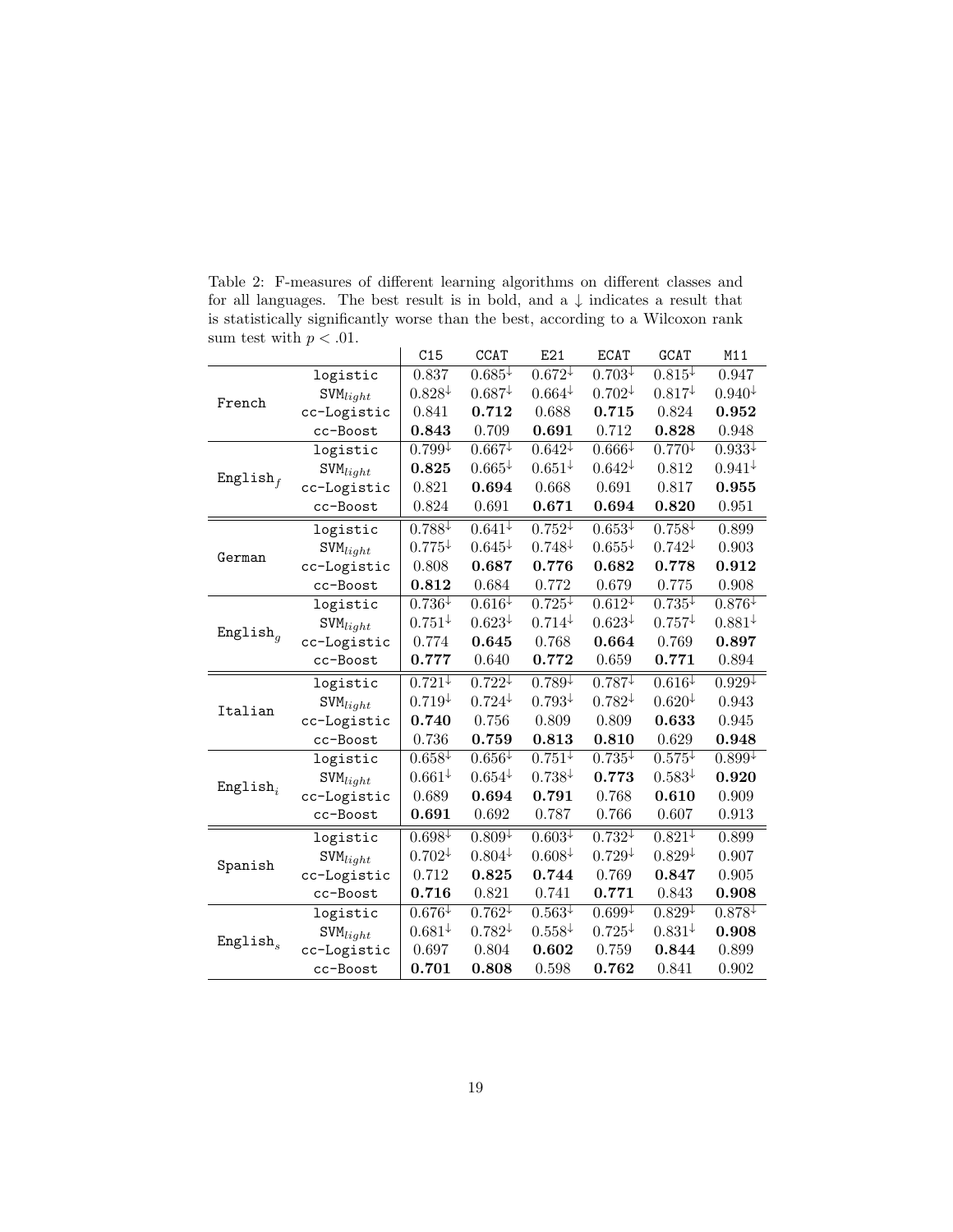Table 2: F-measures of different learning algorithms on different classes and for all languages. The best result is in bold, and a ↓ indicates a result that is statistically significantly worse than the best, according to a Wilcoxon rank sum test with $p < .01$.

| | | C15 | CCAT | E21 | ECAT | GCAT | M11 |
|---|---|---|---|---|---|---|---|
| French | logistic | 0.837 | $0.685^{\downarrow}$ | $0.672^{\downarrow}$ | $0.703^{\downarrow}$ | $0.815^{\downarrow}$ | 0.947 |
| | $\text{SVM}_{light}$ | $0.828^{\downarrow}$ | $0.687^{\downarrow}$ | $0.664^{\downarrow}$ | $0.702^{\downarrow}$ | $0.817^{\downarrow}$ | $0.940^{\downarrow}$ |
| | cc-Logistic | 0.841 | **0.712** | 0.688 | **0.715** | 0.824 | **0.952** |
| | cc-Boost | **0.843** | 0.709 | **0.691** | 0.712 | **0.828** | 0.948 |
| $\text{English}_f$ | logistic | $0.799^{\downarrow}$ | $0.667^{\downarrow}$ | $0.642^{\downarrow}$ | $0.666^{\downarrow}$ | $0.770^{\downarrow}$ | $0.933^{\downarrow}$ |
| | $\text{SVM}_{light}$ | **0.825** | $0.665^{\downarrow}$ | $0.651^{\downarrow}$ | $0.642^{\downarrow}$ | 0.812 | $0.941^{\downarrow}$ |
| | cc-Logistic | 0.821 | **0.694** | 0.668 | 0.691 | 0.817 | **0.955** |
| | cc-Boost | 0.824 | 0.691 | **0.671** | **0.694** | **0.820** | 0.951 |
| German | logistic | $0.788^{\downarrow}$ | $0.641^{\downarrow}$ | $0.752^{\downarrow}$ | $0.653^{\downarrow}$ | $0.758^{\downarrow}$ | 0.899 |
| | $\text{SVM}_{light}$ | $0.775^{\downarrow}$ | $0.645^{\downarrow}$ | $0.748^{\downarrow}$ | $0.655^{\downarrow}$ | $0.742^{\downarrow}$ | 0.903 |
| | cc-Logistic | 0.808 | **0.687** | **0.776** | **0.682** | **0.778** | **0.912** |
| | cc-Boost | **0.812** | 0.684 | 0.772 | 0.679 | 0.775 | 0.908 |
| $\text{English}_g$ | logistic | $0.736^{\downarrow}$ | $0.616^{\downarrow}$ | $0.725^{\downarrow}$ | $0.612^{\downarrow}$ | $0.735^{\downarrow}$ | $0.876^{\downarrow}$ |
| | $\text{SVM}_{light}$ | $0.751^{\downarrow}$ | $0.623^{\downarrow}$ | $0.714^{\downarrow}$ | $0.623^{\downarrow}$ | $0.757^{\downarrow}$ | $0.881^{\downarrow}$ |
| | cc-Logistic | 0.774 | **0.645** | 0.768 | **0.664** | 0.769 | **0.897** |
| | cc-Boost | **0.777** | 0.640 | **0.772** | 0.659 | **0.771** | 0.894 |
| Italian | logistic | $0.721^{\downarrow}$ | $0.722^{\downarrow}$ | $0.789^{\downarrow}$ | $0.787^{\downarrow}$ | $0.616^{\downarrow}$ | $0.929^{\downarrow}$ |
| | $\text{SVM}_{light}$ | $0.719^{\downarrow}$ | $0.724^{\downarrow}$ | $0.793^{\downarrow}$ | $0.782^{\downarrow}$ | $0.620^{\downarrow}$ | 0.943 |
| | cc-Logistic | **0.740** | 0.756 | 0.809 | 0.809 | **0.633** | 0.945 |
| | cc-Boost | 0.736 | **0.759** | **0.813** | **0.810** | 0.629 | **0.948** |
| $\text{English}_i$ | logistic | $0.658^{\downarrow}$ | $0.656^{\downarrow}$ | $0.751^{\downarrow}$ | $0.735^{\downarrow}$ | $0.575^{\downarrow}$ | $0.899^{\downarrow}$ |
| | $\text{SVM}_{light}$ | $0.661^{\downarrow}$ | $0.654^{\downarrow}$ | $0.738^{\downarrow}$ | **0.773** | $0.583^{\downarrow}$ | **0.920** |
| | cc-Logistic | 0.689 | **0.694** | **0.791** | 0.768 | **0.610** | 0.909 |
| | cc-Boost | **0.691** | 0.692 | 0.787 | 0.766 | 0.607 | 0.913 |
| Spanish | logistic | $0.698^{\downarrow}$ | $0.809^{\downarrow}$ | $0.603^{\downarrow}$ | $0.732^{\downarrow}$ | $0.821^{\downarrow}$ | 0.899 |
| | $\text{SVM}_{light}$ | $0.702^{\downarrow}$ | $0.804^{\downarrow}$ | $0.608^{\downarrow}$ | $0.729^{\downarrow}$ | $0.829^{\downarrow}$ | 0.907 |
| | cc-Logistic | 0.712 | **0.825** | **0.744** | 0.769 | **0.847** | 0.905 |
| | cc-Boost | **0.716** | 0.821 | 0.741 | **0.771** | 0.843 | **0.908** |
| $\text{English}_s$ | logistic | $0.676^{\downarrow}$ | $0.762^{\downarrow}$ | $0.563^{\downarrow}$ | $0.699^{\downarrow}$ | $0.829^{\downarrow}$ | $0.878^{\downarrow}$ |
| | $\text{SVM}_{light}$ | $0.681^{\downarrow}$ | $0.782^{\downarrow}$ | $0.558^{\downarrow}$ | $0.725^{\downarrow}$ | $0.831^{\downarrow}$ | **0.908** |
| | cc-Logistic | 0.697 | 0.804 | **0.602** | 0.759 | **0.844** | 0.899 |
| | cc-Boost | **0.701** | **0.808** | 0.598 | **0.762** | 0.841 | 0.902 |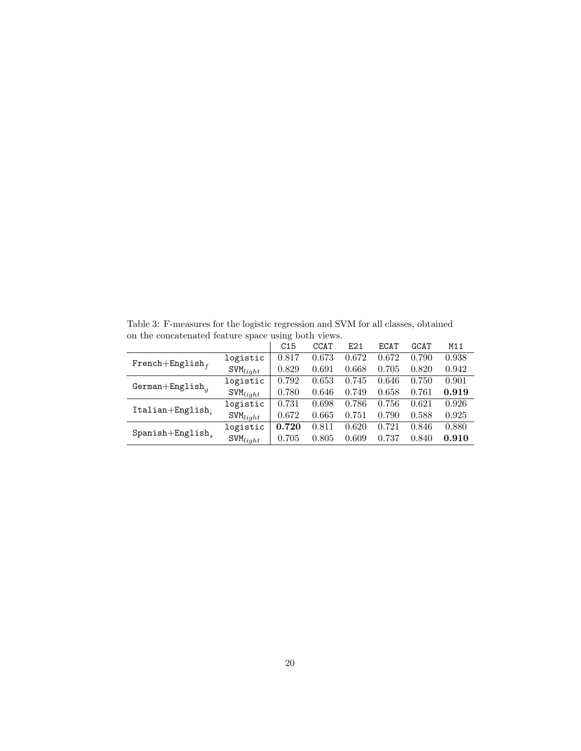Table 3: F-measures for the logistic regression and SVM for all classes, obtained on the concatenated feature space using both views.

| | | C15 | CCAT | E21 | ECAT | GCAT | M11 |
|---|---|---|---|---|---|---|---|
| French+English$_f$ | logistic | 0.817 | 0.673 | 0.672 | 0.672 | 0.790 | 0.938 |
| | SVM$_{light}$ | 0.829 | 0.691 | 0.668 | 0.705 | 0.820 | 0.942 |
| German+English$_g$ | logistic | 0.792 | 0.653 | 0.745 | 0.646 | 0.750 | 0.901 |
| | SVM$_{light}$ | 0.780 | 0.646 | 0.749 | 0.658 | 0.761 | **0.919** |
| Italian+English$_i$ | logistic | 0.731 | 0.698 | 0.786 | 0.756 | 0.621 | 0.926 |
| | SVM$_{light}$ | 0.672 | 0.665 | 0.751 | 0.790 | 0.588 | 0.925 |
| Spanish+English$_s$ | logistic | **0.720** | 0.811 | 0.620 | 0.721 | 0.846 | 0.880 |
| | SVM$_{light}$ | 0.705 | 0.805 | 0.609 | 0.737 | 0.840 | **0.910** |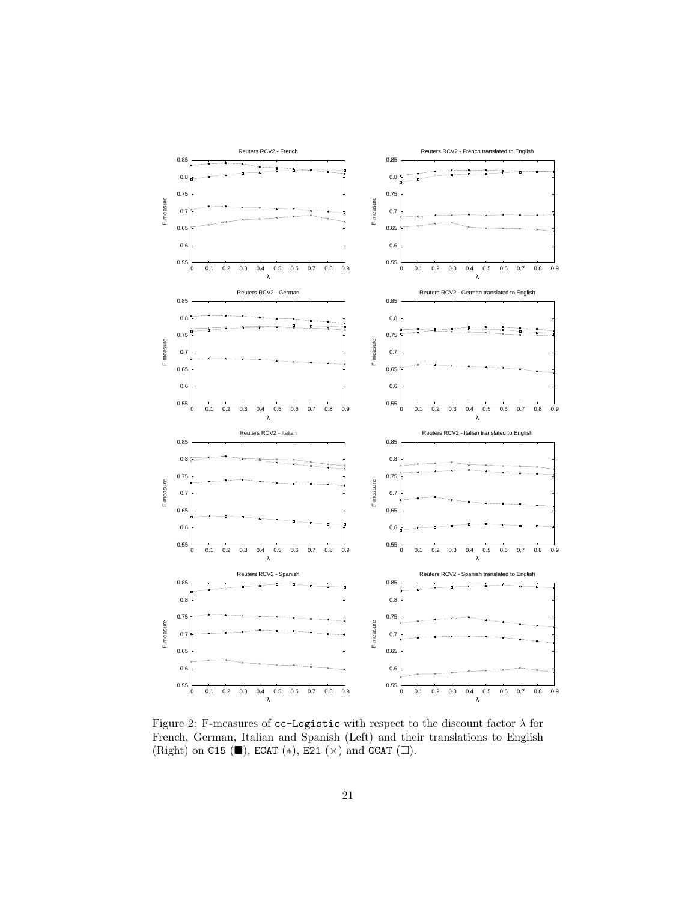Reuters RCV2 - French

F-measure

λ

0.85
0.8
0.75
0.7
0.65
0.6
0.55

0 0.1 0.2 0.3 0.4 0.5 0.6 0.7 0.8 0.9

Reuters RCV2 - French translated to English

F-measure

λ

0.85
0.8
0.75
0.7
0.65
0.6
0.55

0 0.1 0.2 0.3 0.4 0.5 0.6 0.7 0.8 0.9

Reuters RCV2 - German

F-measure

λ

0.85
0.8
0.75
0.7
0.65
0.6
0.55

0 0.1 0.2 0.3 0.4 0.5 0.6 0.7 0.8 0.9

Reuters RCV2 - German translated to English

F-measure

λ

0.85
0.8
0.75
0.7
0.65
0.6
0.55

0 0.1 0.2 0.3 0.4 0.5 0.6 0.7 0.8 0.9

Reuters RCV2 - Italian

F-measure

λ

0.85
0.8
0.75
0.7
0.65
0.6
0.55

0 0.1 0.2 0.3 0.4 0.5 0.6 0.7 0.8 0.9

Reuters RCV2 - Italian translated to English

F-measure

λ

0.85
0.8
0.75
0.7
0.65
0.6
0.55

0 0.1 0.2 0.3 0.4 0.5 0.6 0.7 0.8 0.9

Reuters RCV2 - Spanish

F-measure

λ

0.85
0.8
0.75
0.7
0.65
0.6
0.55

0 0.1 0.2 0.3 0.4 0.5 0.6 0.7 0.8 0.9

Reuters RCV2 - Spanish translated to English

F-measure

λ

0.85
0.8
0.75
0.7
0.65
0.6
0.55

0 0.1 0.2 0.3 0.4 0.5 0.6 0.7 0.8 0.9

Figure 2: F-measures of `cc-Logistic` with respect to the discount factor $\lambda$ for French, German, Italian and Spanish (Left) and their translations to English (Right) on `C15` (■), `ECAT` ($*$), `E21` ($\times$) and `GCAT` ($\square$).